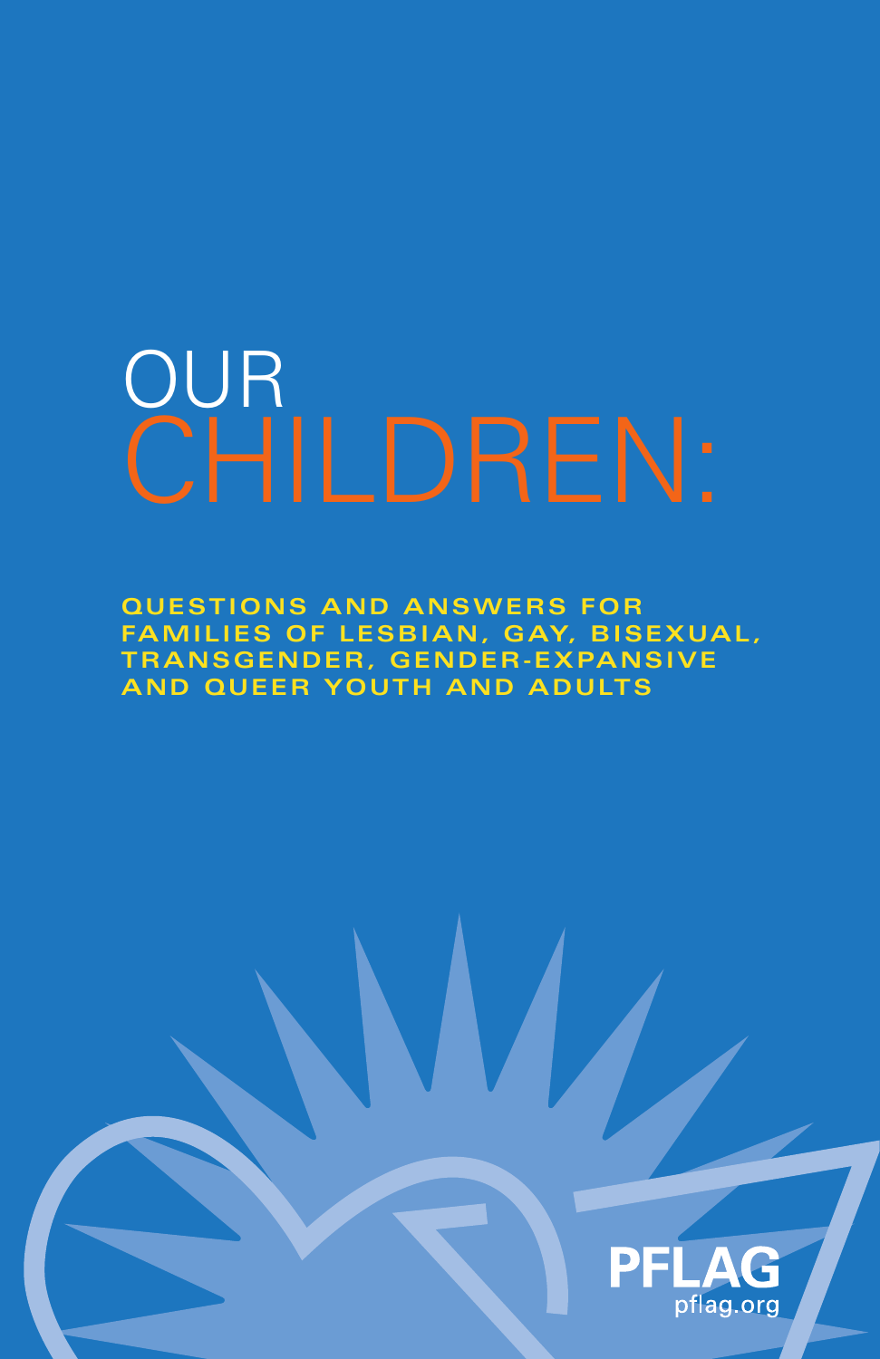# OUR CHILDREN:

**QUESTIONS AND ANSWERS FOR FAMILIES OF LESBIAN, GAY, BISEXUAL, TRANSGENDER, GENDER-EXPANSIVE AND QUEER YOUTH AND ADULTS**

PFLAG
pflag.org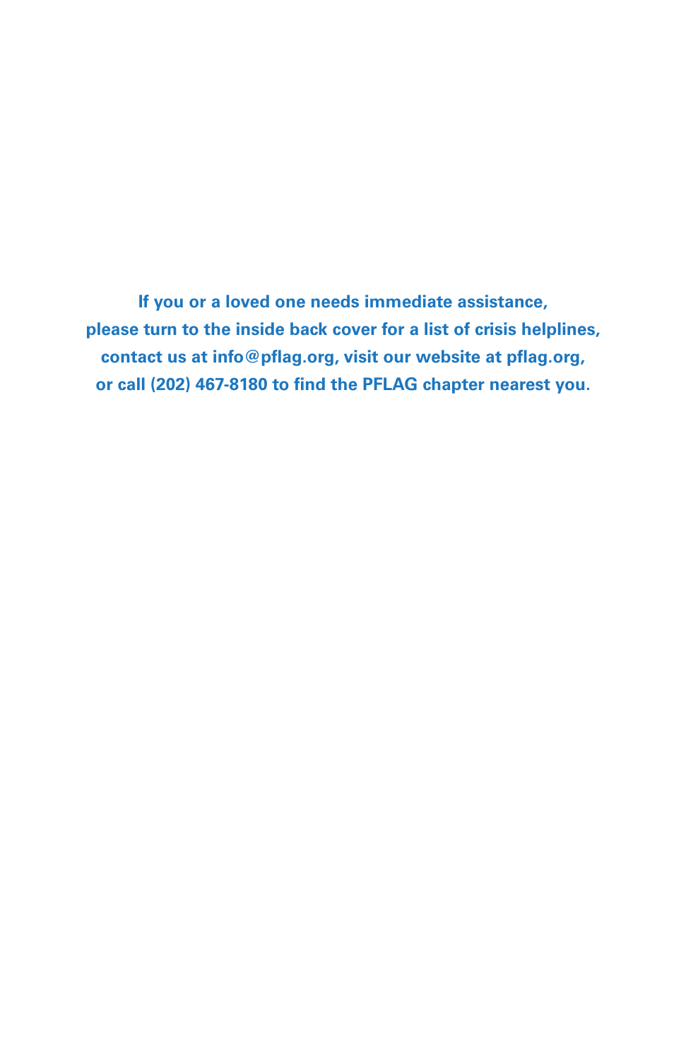**If you or a loved one needs immediate assistance, please turn to the inside back cover for a list of crisis helplines, contact us at info@pflag.org, visit our website at pflag.org, or call (202) 467-8180 to find the PFLAG chapter nearest you.**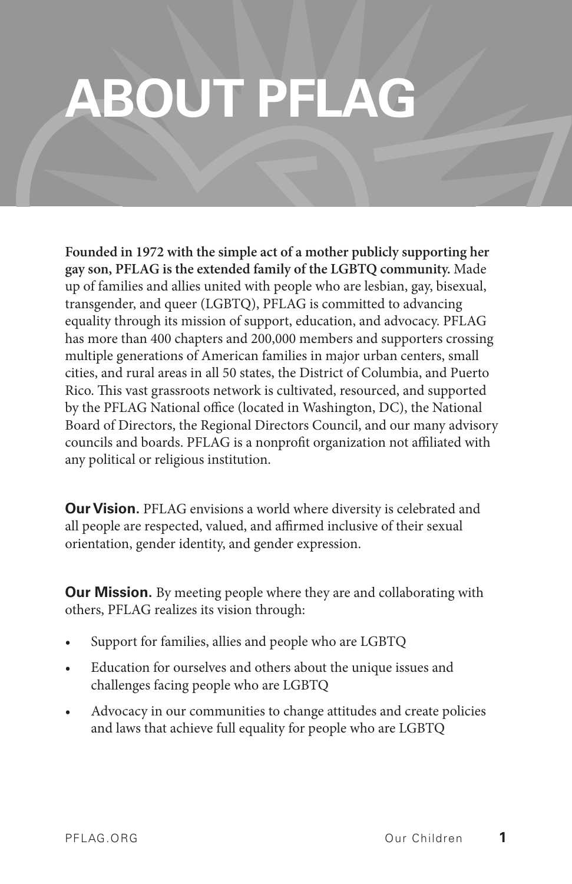# ABOUT PFLAG

**Founded in 1972 with the simple act of a mother publicly supporting her gay son, PFLAG is the extended family of the LGBTQ community.** Made up of families and allies united with people who are lesbian, gay, bisexual, transgender, and queer (LGBTQ), PFLAG is committed to advancing equality through its mission of support, education, and advocacy. PFLAG has more than 400 chapters and 200,000 members and supporters crossing multiple generations of American families in major urban centers, small cities, and rural areas in all 50 states, the District of Columbia, and Puerto Rico. This vast grassroots network is cultivated, resourced, and supported by the PFLAG National office (located in Washington, DC), the National Board of Directors, the Regional Directors Council, and our many advisory councils and boards. PFLAG is a nonprofit organization not affiliated with any political or religious institution.

**Our Vision.** PFLAG envisions a world where diversity is celebrated and all people are respected, valued, and affirmed inclusive of their sexual orientation, gender identity, and gender expression.

**Our Mission.** By meeting people where they are and collaborating with others, PFLAG realizes its vision through:

- Support for families, allies and people who are LGBTQ
- Education for ourselves and others about the unique issues and challenges facing people who are LGBTQ
- Advocacy in our communities to change attitudes and create policies and laws that achieve full equality for people who are LGBTQ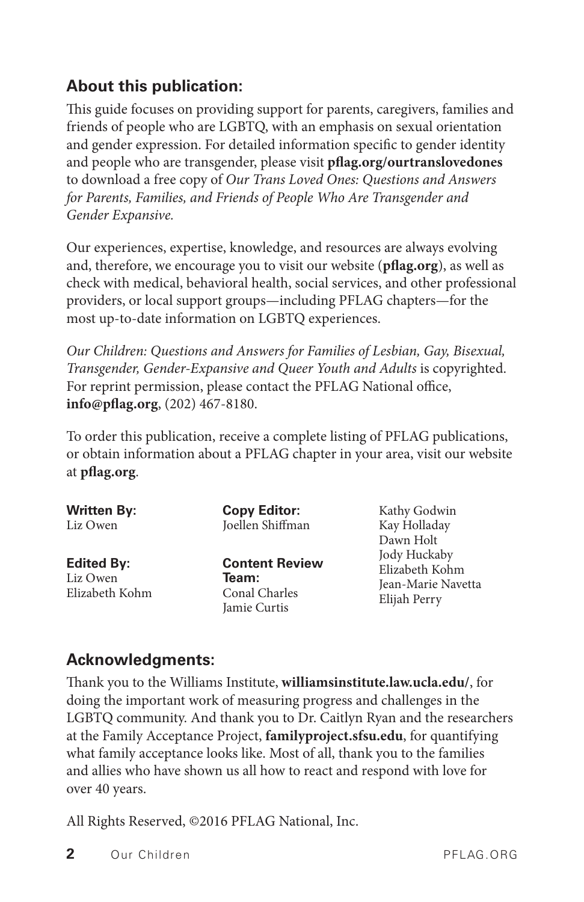## About this publication:

This guide focuses on providing support for parents, caregivers, families and friends of people who are LGBTQ, with an emphasis on sexual orientation and gender expression. For detailed information specific to gender identity and people who are transgender, please visit **pflag.org/ourtranslovedones** to download a free copy of *Our Trans Loved Ones: Questions and Answers for Parents, Families, and Friends of People Who Are Transgender and Gender Expansive.*

Our experiences, expertise, knowledge, and resources are always evolving and, therefore, we encourage you to visit our website (**pflag.org**), as well as check with medical, behavioral health, social services, and other professional providers, or local support groups—including PFLAG chapters—for the most up-to-date information on LGBTQ experiences.

*Our Children: Questions and Answers for Families of Lesbian, Gay, Bisexual, Transgender, Gender-Expansive and Queer Youth and Adults* is copyrighted. For reprint permission, please contact the PFLAG National office, **info@pflag.org**, (202) 467-8180.

To order this publication, receive a complete listing of PFLAG publications, or obtain information about a PFLAG chapter in your area, visit our website at **pflag.org**.

**Written By:**
Liz Owen

**Edited By:**
Liz Owen
Elizabeth Kohm

**Copy Editor:**
Joellen Shiffman

**Content Review Team:**
Conal Charles
Jamie Curtis
Kathy Godwin
Kay Holladay
Dawn Holt
Jody Huckaby
Elizabeth Kohm
Jean-Marie Navetta
Elijah Perry

## Acknowledgments:

Thank you to the Williams Institute, **williamsinstitute.law.ucla.edu/**, for doing the important work of measuring progress and challenges in the LGBTQ community. And thank you to Dr. Caitlyn Ryan and the researchers at the Family Acceptance Project, **familyproject.sfsu.edu**, for quantifying what family acceptance looks like. Most of all, thank you to the families and allies who have shown us all how to react and respond with love for over 40 years.

All Rights Reserved, ©2016 PFLAG National, Inc.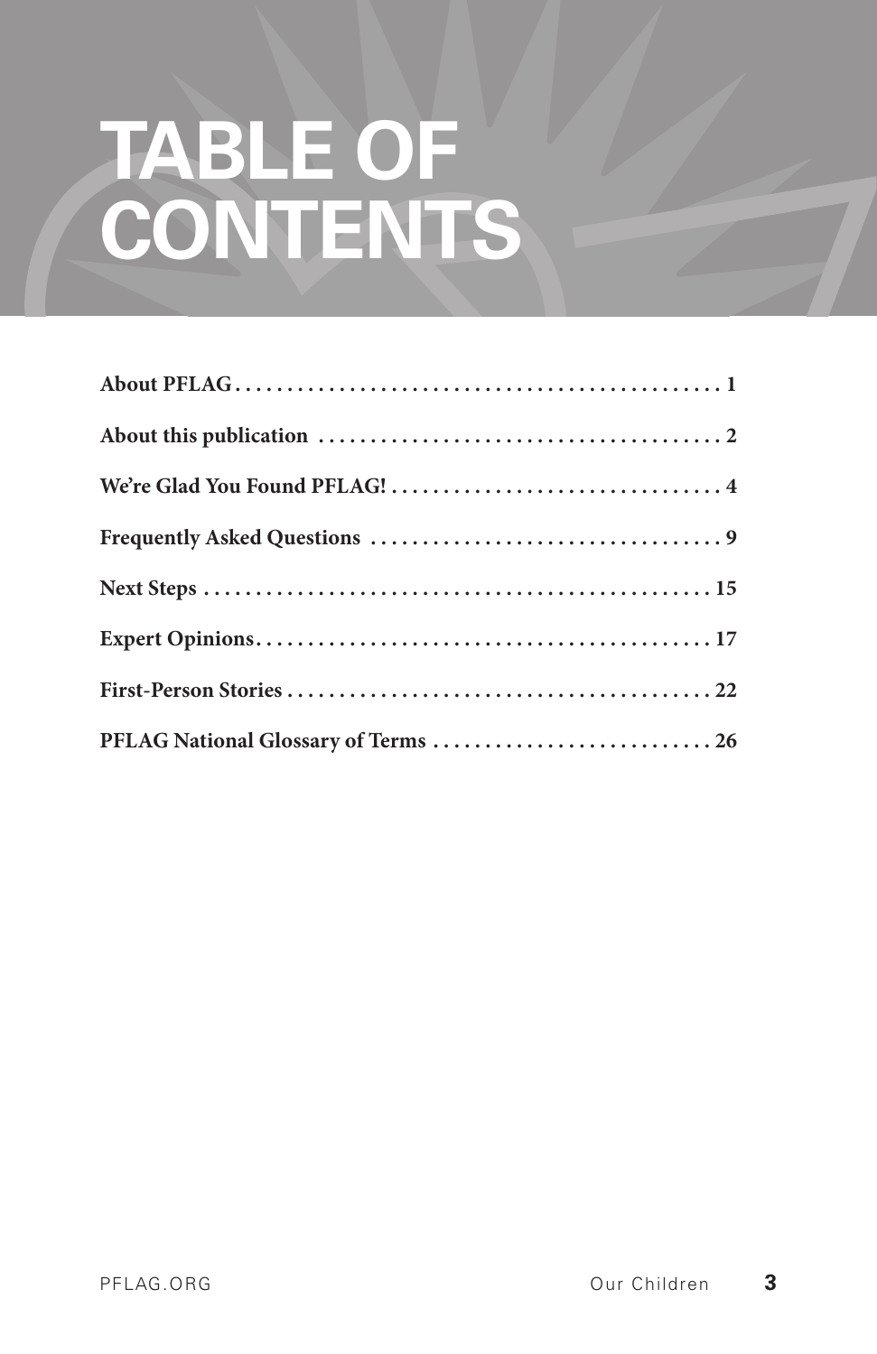# TABLE OF CONTENTS

**About PFLAG . . . . . . . . . . . . . . . . . . . . . . . . . . . . . . . . . . . . . . . . . . . . . . 1**

**About this publication . . . . . . . . . . . . . . . . . . . . . . . . . . . . . . . . . . . . . . . 2**

**We're Glad You Found PFLAG! . . . . . . . . . . . . . . . . . . . . . . . . . . . . . . . . 4**

**Frequently Asked Questions . . . . . . . . . . . . . . . . . . . . . . . . . . . . . . . . . . 9**

**Next Steps . . . . . . . . . . . . . . . . . . . . . . . . . . . . . . . . . . . . . . . . . . . . . . . . . 15**

**Expert Opinions . . . . . . . . . . . . . . . . . . . . . . . . . . . . . . . . . . . . . . . . . . . . 17**

**First-Person Stories . . . . . . . . . . . . . . . . . . . . . . . . . . . . . . . . . . . . . . . . . 22**

**PFLAG National Glossary of Terms . . . . . . . . . . . . . . . . . . . . . . . . . . . 26**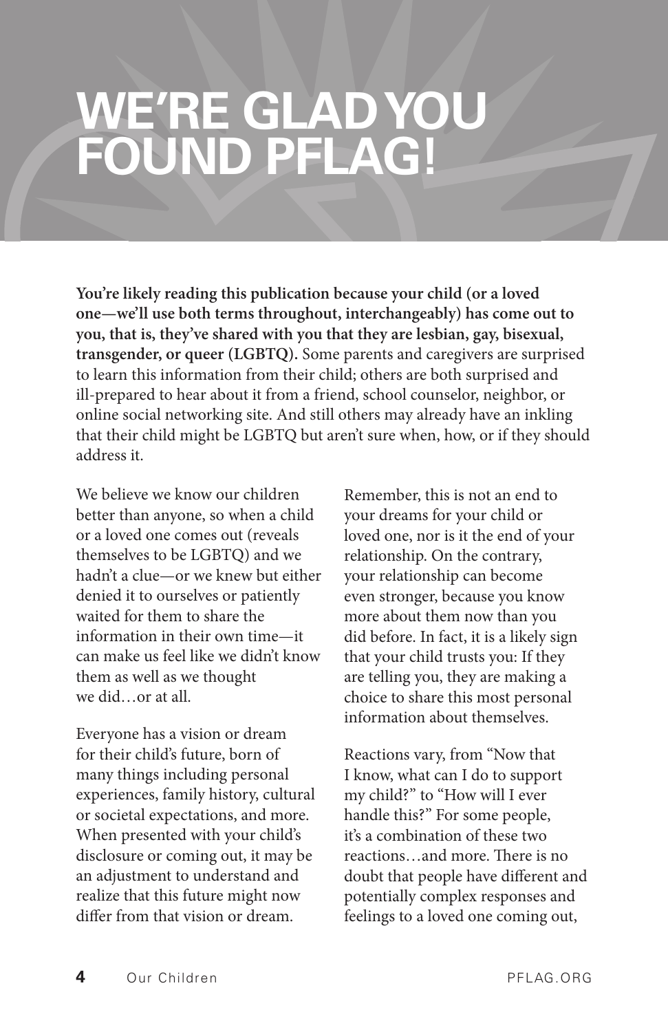# WE'RE GLAD YOU FOUND PFLAG!

**You're likely reading this publication because your child (or a loved one—we'll use both terms throughout, interchangeably) has come out to you, that is, they've shared with you that they are lesbian, gay, bisexual, transgender, or queer (LGBTQ).** Some parents and caregivers are surprised to learn this information from their child; others are both surprised and ill-prepared to hear about it from a friend, school counselor, neighbor, or online social networking site. And still others may already have an inkling that their child might be LGBTQ but aren't sure when, how, or if they should address it.

We believe we know our children better than anyone, so when a child or a loved one comes out (reveals themselves to be LGBTQ) and we hadn't a clue—or we knew but either denied it to ourselves or patiently waited for them to share the information in their own time—it can make us feel like we didn't know them as well as we thought we did…or at all.

Everyone has a vision or dream for their child's future, born of many things including personal experiences, family history, cultural or societal expectations, and more. When presented with your child's disclosure or coming out, it may be an adjustment to understand and realize that this future might now differ from that vision or dream.

Remember, this is not an end to your dreams for your child or loved one, nor is it the end of your relationship. On the contrary, your relationship can become even stronger, because you know more about them now than you did before. In fact, it is a likely sign that your child trusts you: If they are telling you, they are making a choice to share this most personal information about themselves.

Reactions vary, from "Now that I know, what can I do to support my child?" to "How will I ever handle this?" For some people, it's a combination of these two reactions…and more. There is no doubt that people have different and potentially complex responses and feelings to a loved one coming out,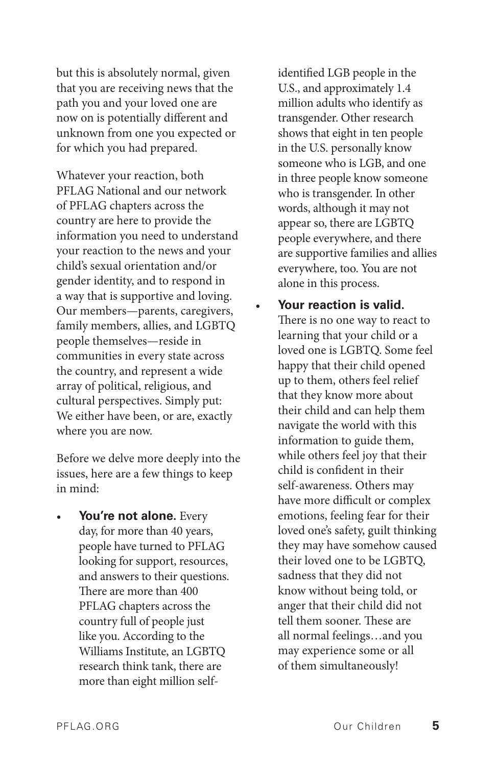but this is absolutely normal, given that you are receiving news that the path you and your loved one are now on is potentially different and unknown from one you expected or for which you had prepared.

Whatever your reaction, both PFLAG National and our network of PFLAG chapters across the country are here to provide the information you need to understand your reaction to the news and your child's sexual orientation and/or gender identity, and to respond in a way that is supportive and loving. Our members—parents, caregivers, family members, allies, and LGBTQ people themselves—reside in communities in every state across the country, and represent a wide array of political, religious, and cultural perspectives. Simply put: We either have been, or are, exactly where you are now.

Before we delve more deeply into the issues, here are a few things to keep in mind:

- **You're not alone.** Every day, for more than 40 years, people have turned to PFLAG looking for support, resources, and answers to their questions. There are more than 400 PFLAG chapters across the country full of people just like you. According to the Williams Institute, an LGBTQ research think tank, there are more than eight million self-identified LGB people in the U.S., and approximately 1.4 million adults who identify as transgender. Other research shows that eight in ten people in the U.S. personally know someone who is LGB, and one in three people know someone who is transgender. In other words, although it may not appear so, there are LGBTQ people everywhere, and there are supportive families and allies everywhere, too. You are not alone in this process.
- **Your reaction is valid.** There is no one way to react to learning that your child or a loved one is LGBTQ. Some feel happy that their child opened up to them, others feel relief that they know more about their child and can help them navigate the world with this information to guide them, while others feel joy that their child is confident in their self-awareness. Others may have more difficult or complex emotions, feeling fear for their loved one's safety, guilt thinking they may have somehow caused their loved one to be LGBTQ, sadness that they did not know without being told, or anger that their child did not tell them sooner. These are all normal feelings…and you may experience some or all of them simultaneously!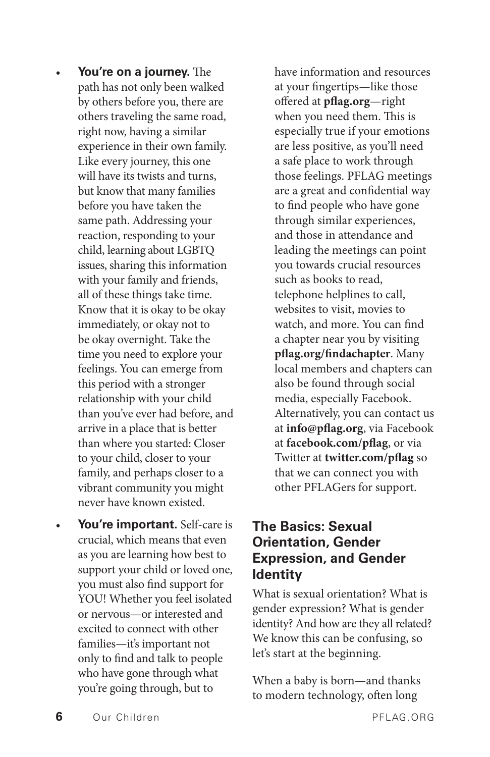- **You're on a journey.** The path has not only been walked by others before you, there are others traveling the same road, right now, having a similar experience in their own family. Like every journey, this one will have its twists and turns, but know that many families before you have taken the same path. Addressing your reaction, responding to your child, learning about LGBTQ issues, sharing this information with your family and friends, all of these things take time. Know that it is okay to be okay immediately, or okay not to be okay overnight. Take the time you need to explore your feelings. You can emerge from this period with a stronger relationship with your child than you've ever had before, and arrive in a place that is better than where you started: Closer to your child, closer to your family, and perhaps closer to a vibrant community you might never have known existed.
- **You're important.** Self-care is crucial, which means that even as you are learning how best to support your child or loved one, you must also find support for YOU! Whether you feel isolated or nervous—or interested and excited to connect with other families—it's important not only to find and talk to people who have gone through what you're going through, but to have information and resources at your fingertips—like those offered at **pflag.org**—right when you need them. This is especially true if your emotions are less positive, as you'll need a safe place to work through those feelings. PFLAG meetings are a great and confidential way to find people who have gone through similar experiences, and those in attendance and leading the meetings can point you towards crucial resources such as books to read, telephone helplines to call, websites to visit, movies to watch, and more. You can find a chapter near you by visiting **pflag.org/findachapter**. Many local members and chapters can also be found through social media, especially Facebook. Alternatively, you can contact us at **info@pflag.org**, via Facebook at **facebook.com/pflag**, or via Twitter at **twitter.com/pflag** so that we can connect you with other PFLAGers for support.

## The Basics: Sexual Orientation, Gender Expression, and Gender Identity

What is sexual orientation? What is gender expression? What is gender identity? And how are they all related? We know this can be confusing, so let's start at the beginning.

When a baby is born—and thanks to modern technology, often long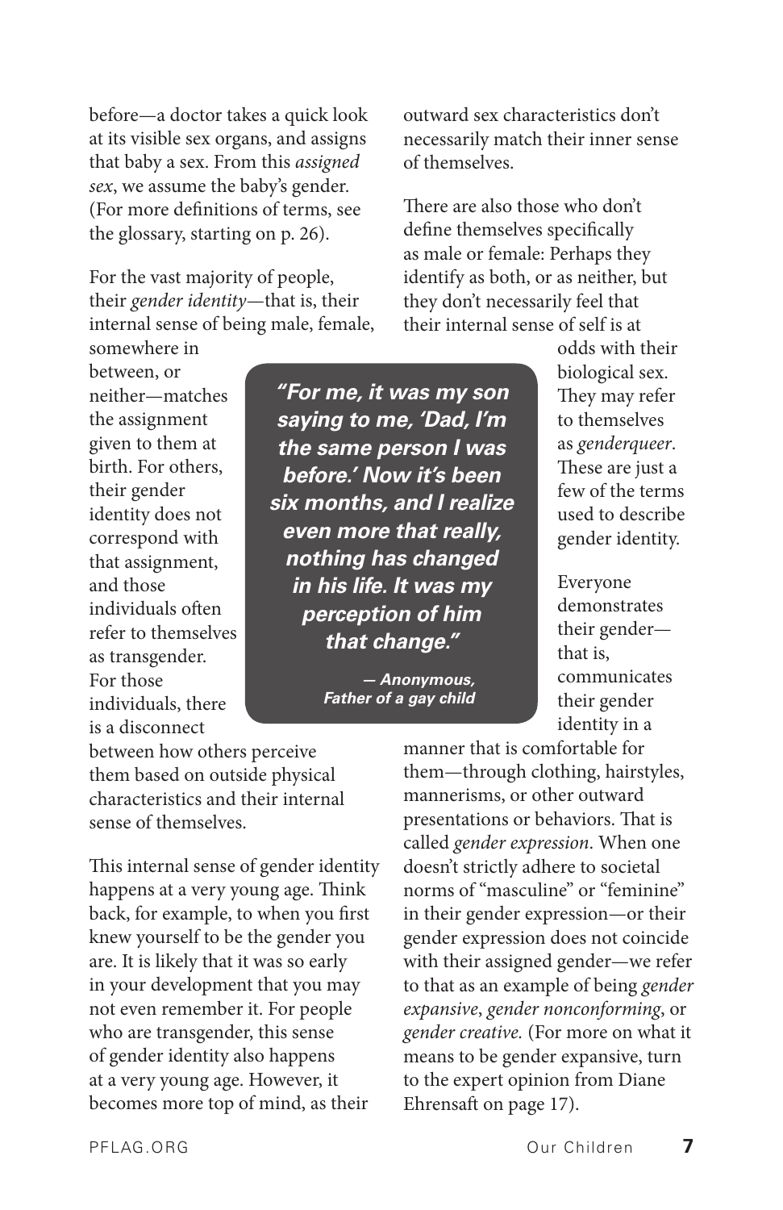before—a doctor takes a quick look at its visible sex organs, and assigns that baby a sex. From this *assigned sex*, we assume the baby's gender. (For more definitions of terms, see the glossary, starting on p. 26).

For the vast majority of people, their *gender identity*—that is, their internal sense of being male, female, somewhere in between, or neither—matches the assignment given to them at birth. For others, their gender identity does not correspond with that assignment, and those individuals often refer to themselves as transgender. For those individuals, there is a disconnect between how others perceive them based on outside physical characteristics and their internal sense of themselves.

This internal sense of gender identity happens at a very young age. Think back, for example, to when you first knew yourself to be the gender you are. It is likely that it was so early in your development that you may not even remember it. For people who are transgender, this sense of gender identity also happens at a very young age. However, it becomes more top of mind, as their outward sex characteristics don't necessarily match their inner sense of themselves.

> ***"For me, it was my son saying to me, 'Dad, I'm the same person I was before.' Now it's been six months, and I realize even more that really, nothing has changed in his life. It was my perception of him that change."***
>
> ***— Anonymous, Father of a gay child***

There are also those who don't define themselves specifically as male or female: Perhaps they identify as both, or as neither, but they don't necessarily feel that their internal sense of self is at odds with their biological sex. They may refer to themselves as *genderqueer*. These are just a few of the terms used to describe gender identity.

Everyone demonstrates their gender—that is, communicates their gender identity in a manner that is comfortable for them—through clothing, hairstyles, mannerisms, or other outward presentations or behaviors. That is called *gender expression*. When one doesn't strictly adhere to societal norms of "masculine" or "feminine" in their gender expression—or their gender expression does not coincide with their assigned gender—we refer to that as an example of being *gender expansive*, *gender nonconforming*, or *gender creative.* (For more on what it means to be gender expansive, turn to the expert opinion from Diane Ehrensaft on page 17).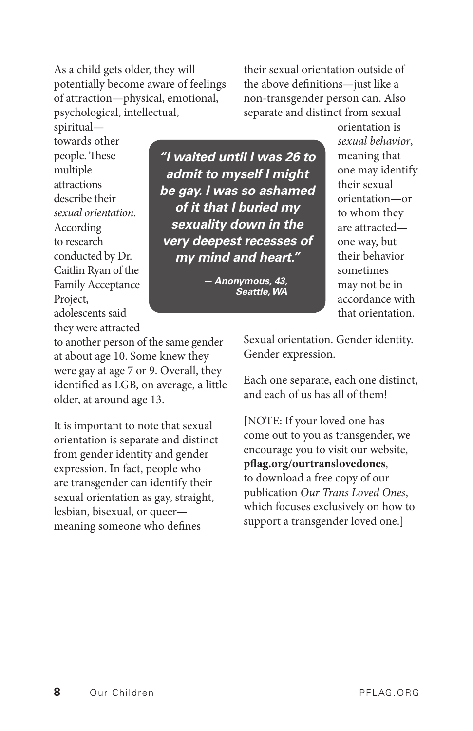As a child gets older, they will potentially become aware of feelings of attraction—physical, emotional, psychological, intellectual, spiritual—towards other people. These multiple attractions describe their *sexual orientation*. According to research conducted by Dr. Caitlin Ryan of the Family Acceptance Project, adolescents said they were attracted to another person of the same gender at about age 10. Some knew they were gay at age 7 or 9. Overall, they identified as LGB, on average, a little older, at around age 13.

> ***"I waited until I was 26 to admit to myself I might be gay. I was so ashamed of it that I buried my sexuality down in the very deepest recesses of my mind and heart."***
>
> ***— Anonymous, 43, Seattle, WA***

It is important to note that sexual orientation is separate and distinct from gender identity and gender expression. In fact, people who are transgender can identify their sexual orientation as gay, straight, lesbian, bisexual, or queer—meaning someone who defines their sexual orientation outside of the above definitions—just like a non-transgender person can. Also separate and distinct from sexual orientation is *sexual behavior*, meaning that one may identify their sexual orientation—or to whom they are attracted—one way, but their behavior sometimes may not be in accordance with that orientation.

Sexual orientation. Gender identity. Gender expression.

Each one separate, each one distinct, and each of us has all of them!

[NOTE: If your loved one has come out to you as transgender, we encourage you to visit our website, **pflag.org/ourtranslovedones**, to download a free copy of our publication *Our Trans Loved Ones*, which focuses exclusively on how to support a transgender loved one.]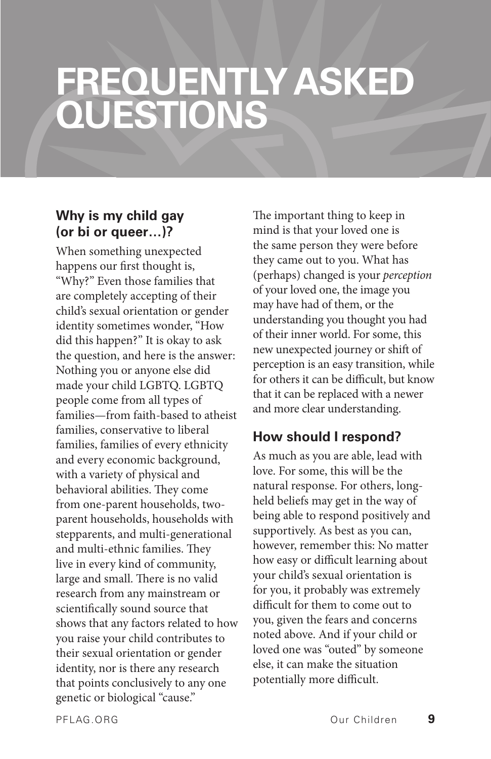# FREQUENTLY ASKED QUESTIONS

### Why is my child gay (or bi or queer…)?

When something unexpected happens our first thought is, "Why?" Even those families that are completely accepting of their child's sexual orientation or gender identity sometimes wonder, "How did this happen?" It is okay to ask the question, and here is the answer: Nothing you or anyone else did made your child LGBTQ. LGBTQ people come from all types of families—from faith-based to atheist families, conservative to liberal families, families of every ethnicity and every economic background, with a variety of physical and behavioral abilities. They come from one-parent households, two-parent households, households with stepparents, and multi-generational and multi-ethnic families. They live in every kind of community, large and small. There is no valid research from any mainstream or scientifically sound source that shows that any factors related to how you raise your child contributes to their sexual orientation or gender identity, nor is there any research that points conclusively to any one genetic or biological "cause."

The important thing to keep in mind is that your loved one is the same person they were before they came out to you. What has (perhaps) changed is your *perception* of your loved one, the image you may have had of them, or the understanding you thought you had of their inner world. For some, this new unexpected journey or shift of perception is an easy transition, while for others it can be difficult, but know that it can be replaced with a newer and more clear understanding.

### How should I respond?

As much as you are able, lead with love. For some, this will be the natural response. For others, long-held beliefs may get in the way of being able to respond positively and supportively. As best as you can, however, remember this: No matter how easy or difficult learning about your child's sexual orientation is for you, it probably was extremely difficult for them to come out to you, given the fears and concerns noted above. And if your child or loved one was "outed" by someone else, it can make the situation potentially more difficult.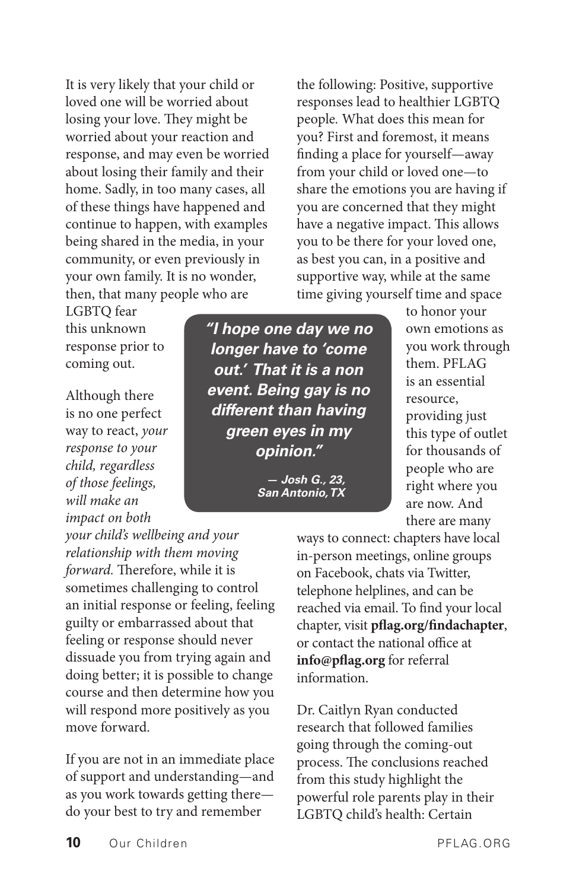It is very likely that your child or loved one will be worried about losing your love. They might be worried about your reaction and response, and may even be worried about losing their family and their home. Sadly, in too many cases, all of these things have happened and continue to happen, with examples being shared in the media, in your community, or even previously in your own family. It is no wonder, then, that many people who are LGBTQ fear this unknown response prior to coming out.

Although there is no one perfect way to react, *your response to your child, regardless of those feelings, will make an impact on both your child's wellbeing and your relationship with them moving forward.* Therefore, while it is sometimes challenging to control an initial response or feeling, feeling guilty or embarrassed about that feeling or response should never dissuade you from trying again and doing better; it is possible to change course and then determine how you will respond more positively as you move forward.

If you are not in an immediate place of support and understanding—and as you work towards getting there—do your best to try and remember the following: Positive, supportive responses lead to healthier LGBTQ people. What does this mean for you? First and foremost, it means finding a place for yourself—away from your child or loved one—to share the emotions you are having if you are concerned that they might have a negative impact. This allows you to be there for your loved one, as best you can, in a positive and supportive way, while at the same time giving yourself time and space to honor your own emotions as you work through them. PFLAG is an essential resource, providing just this type of outlet for thousands of people who are right where you are now. And there are many ways to connect: chapters have local in-person meetings, online groups on Facebook, chats via Twitter, telephone helplines, and can be reached via email. To find your local chapter, visit **pflag.org/findachapter**, or contact the national office at **info@pflag.org** for referral information.

> ***"I hope one day we no longer have to 'come out.' That it is a non event. Being gay is no different than having green eyes in my opinion."***
>
> ***— Josh G., 23, San Antonio, TX***

Dr. Caitlyn Ryan conducted research that followed families going through the coming-out process. The conclusions reached from this study highlight the powerful role parents play in their LGBTQ child's health: Certain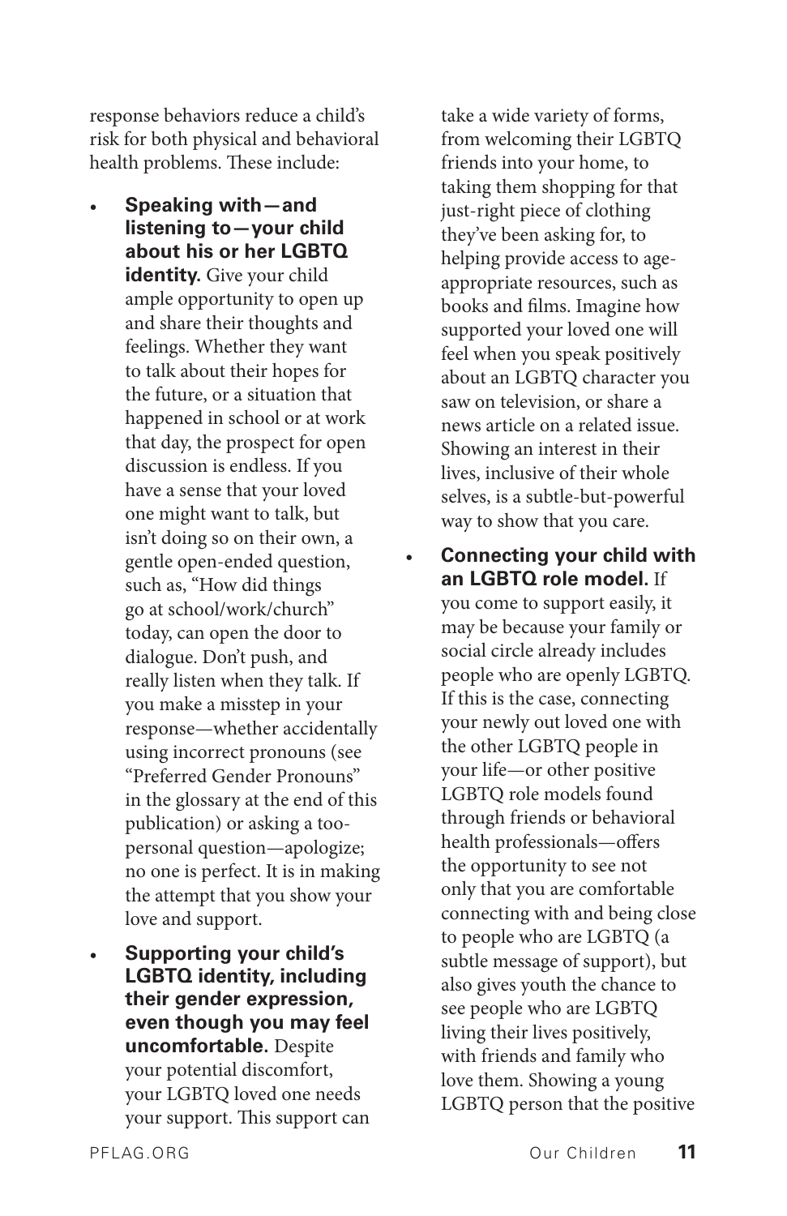response behaviors reduce a child's risk for both physical and behavioral health problems. These include:

- **Speaking with—and listening to—your child about his or her LGBTQ identity.** Give your child ample opportunity to open up and share their thoughts and feelings. Whether they want to talk about their hopes for the future, or a situation that happened in school or at work that day, the prospect for open discussion is endless. If you have a sense that your loved one might want to talk, but isn't doing so on their own, a gentle open-ended question, such as, "How did things go at school/work/church" today, can open the door to dialogue. Don't push, and really listen when they talk. If you make a misstep in your response—whether accidentally using incorrect pronouns (see "Preferred Gender Pronouns" in the glossary at the end of this publication) or asking a too-personal question—apologize; no one is perfect. It is in making the attempt that you show your love and support.
- **Supporting your child's LGBTQ identity, including their gender expression, even though you may feel uncomfortable.** Despite your potential discomfort, your LGBTQ loved one needs your support. This support can take a wide variety of forms, from welcoming their LGBTQ friends into your home, to taking them shopping for that just-right piece of clothing they've been asking for, to helping provide access to age-appropriate resources, such as books and films. Imagine how supported your loved one will feel when you speak positively about an LGBTQ character you saw on television, or share a news article on a related issue. Showing an interest in their lives, inclusive of their whole selves, is a subtle-but-powerful way to show that you care.
- **Connecting your child with an LGBTQ role model.** If you come to support easily, it may be because your family or social circle already includes people who are openly LGBTQ. If this is the case, connecting your newly out loved one with the other LGBTQ people in your life—or other positive LGBTQ role models found through friends or behavioral health professionals—offers the opportunity to see not only that you are comfortable connecting with and being close to people who are LGBTQ (a subtle message of support), but also gives youth the chance to see people who are LGBTQ living their lives positively, with friends and family who love them. Showing a young LGBTQ person that the positive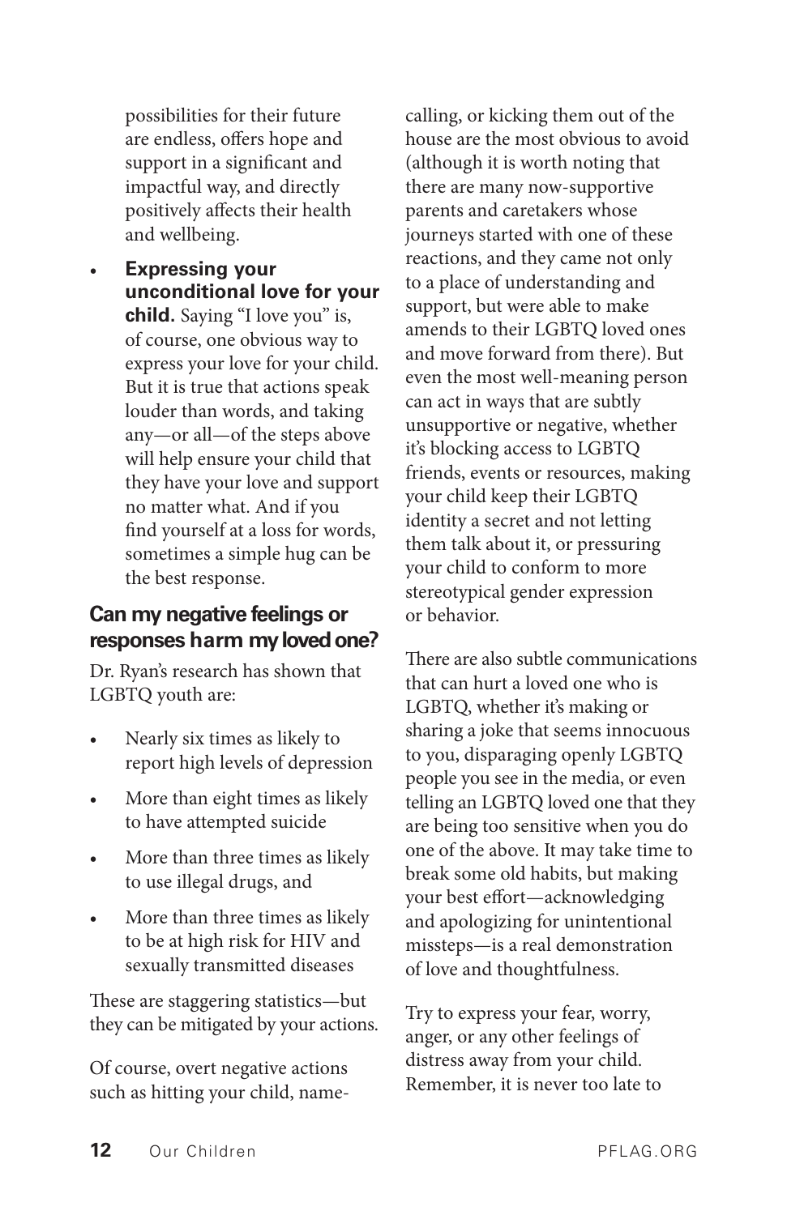possibilities for their future are endless, offers hope and support in a significant and impactful way, and directly positively affects their health and wellbeing.

- **Expressing your unconditional love for your child.** Saying "I love you" is, of course, one obvious way to express your love for your child. But it is true that actions speak louder than words, and taking any—or all—of the steps above will help ensure your child that they have your love and support no matter what. And if you find yourself at a loss for words, sometimes a simple hug can be the best response.

## Can my negative feelings or responses harm my loved one?

Dr. Ryan's research has shown that LGBTQ youth are:

- Nearly six times as likely to report high levels of depression
- More than eight times as likely to have attempted suicide
- More than three times as likely to use illegal drugs, and
- More than three times as likely to be at high risk for HIV and sexually transmitted diseases

These are staggering statistics—but they can be mitigated by your actions.

Of course, overt negative actions such as hitting your child, name-calling, or kicking them out of the house are the most obvious to avoid (although it is worth noting that there are many now-supportive parents and caretakers whose journeys started with one of these reactions, and they came not only to a place of understanding and support, but were able to make amends to their LGBTQ loved ones and move forward from there). But even the most well-meaning person can act in ways that are subtly unsupportive or negative, whether it's blocking access to LGBTQ friends, events or resources, making your child keep their LGBTQ identity a secret and not letting them talk about it, or pressuring your child to conform to more stereotypical gender expression or behavior.

There are also subtle communications that can hurt a loved one who is LGBTQ, whether it's making or sharing a joke that seems innocuous to you, disparaging openly LGBTQ people you see in the media, or even telling an LGBTQ loved one that they are being too sensitive when you do one of the above. It may take time to break some old habits, but making your best effort—acknowledging and apologizing for unintentional missteps—is a real demonstration of love and thoughtfulness.

Try to express your fear, worry, anger, or any other feelings of distress away from your child. Remember, it is never too late to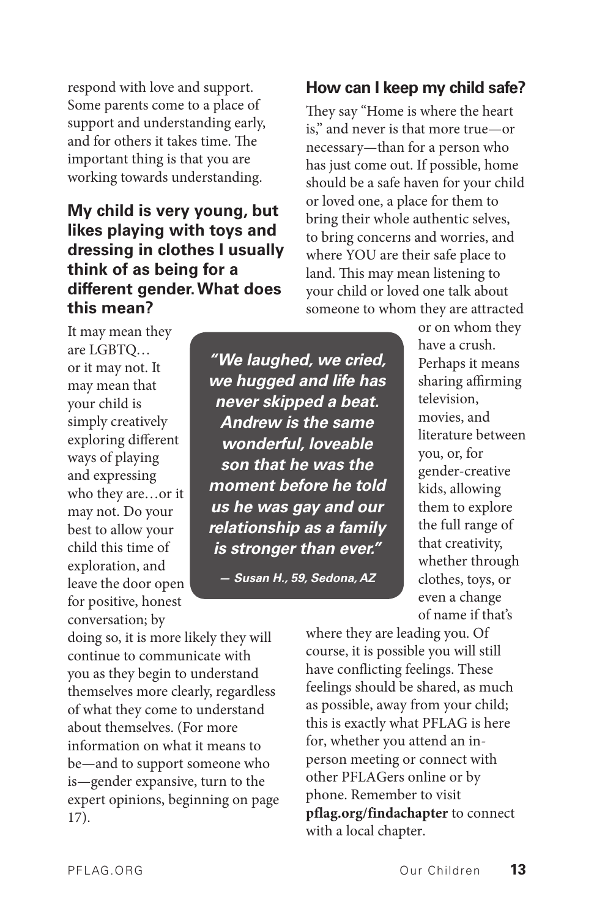respond with love and support. Some parents come to a place of support and understanding early, and for others it takes time. The important thing is that you are working towards understanding.

### My child is very young, but likes playing with toys and dressing in clothes I usually think of as being for a different gender. What does this mean?

It may mean they are LGBTQ… or it may not. It may mean that your child is simply creatively exploring different ways of playing and expressing who they are…or it may not. Do your best to allow your child this time of exploration, and leave the door open for positive, honest conversation; by doing so, it is more likely they will continue to communicate with you as they begin to understand themselves more clearly, regardless of what they come to understand about themselves. (For more information on what it means to be—and to support someone who is—gender expansive, turn to the expert opinions, beginning on page 17).

> ***"We laughed, we cried, we hugged and life has never skipped a beat. Andrew is the same wonderful, loveable son that he was the moment before he told us he was gay and our relationship as a family is stronger than ever."***
>
> ***— Susan H., 59, Sedona, AZ***

### How can I keep my child safe?

They say "Home is where the heart is," and never is that more true—or necessary—than for a person who has just come out. If possible, home should be a safe haven for your child or loved one, a place for them to bring their whole authentic selves, to bring concerns and worries, and where YOU are their safe place to land. This may mean listening to your child or loved one talk about someone to whom they are attracted or on whom they have a crush. Perhaps it means sharing affirming television, movies, and literature between you, or, for gender-creative kids, allowing them to explore the full range of that creativity, whether through clothes, toys, or even a change of name if that's where they are leading you. Of course, it is possible you will still have conflicting feelings. These feelings should be shared, as much as possible, away from your child; this is exactly what PFLAG is here for, whether you attend an in-person meeting or connect with other PFLAGers online or by phone. Remember to visit **pflag.org/findachapter** to connect with a local chapter.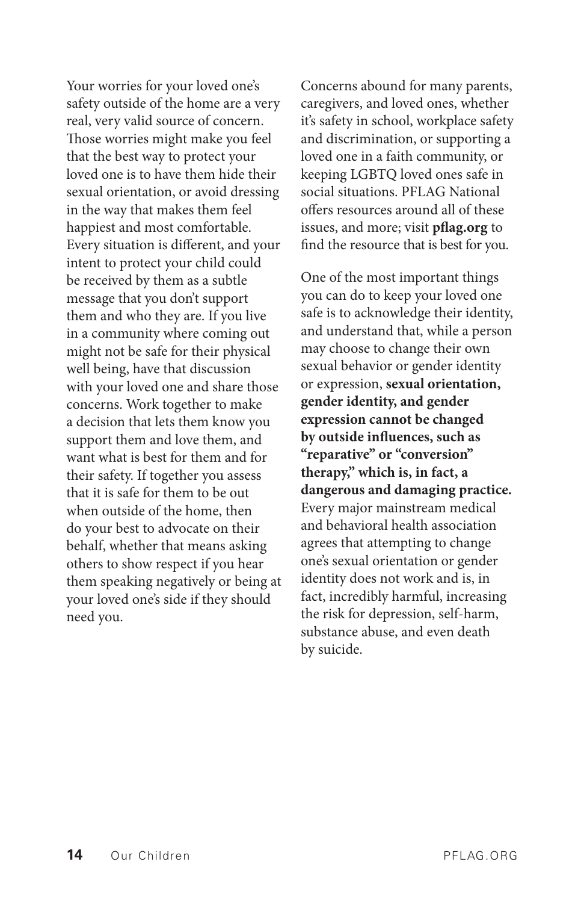Your worries for your loved one's safety outside of the home are a very real, very valid source of concern. Those worries might make you feel that the best way to protect your loved one is to have them hide their sexual orientation, or avoid dressing in the way that makes them feel happiest and most comfortable. Every situation is different, and your intent to protect your child could be received by them as a subtle message that you don't support them and who they are. If you live in a community where coming out might not be safe for their physical well being, have that discussion with your loved one and share those concerns. Work together to make a decision that lets them know you support them and love them, and want what is best for them and for their safety. If together you assess that it is safe for them to be out when outside of the home, then do your best to advocate on their behalf, whether that means asking others to show respect if you hear them speaking negatively or being at your loved one's side if they should need you.

Concerns abound for many parents, caregivers, and loved ones, whether it's safety in school, workplace safety and discrimination, or supporting a loved one in a faith community, or keeping LGBTQ loved ones safe in social situations. PFLAG National offers resources around all of these issues, and more; visit **pflag.org** to find the resource that is best for you.

One of the most important things you can do to keep your loved one safe is to acknowledge their identity, and understand that, while a person may choose to change their own sexual behavior or gender identity or expression, **sexual orientation, gender identity, and gender expression cannot be changed by outside influences, such as "reparative" or "conversion" therapy," which is, in fact, a dangerous and damaging practice.** Every major mainstream medical and behavioral health association agrees that attempting to change one's sexual orientation or gender identity does not work and is, in fact, incredibly harmful, increasing the risk for depression, self-harm, substance abuse, and even death by suicide.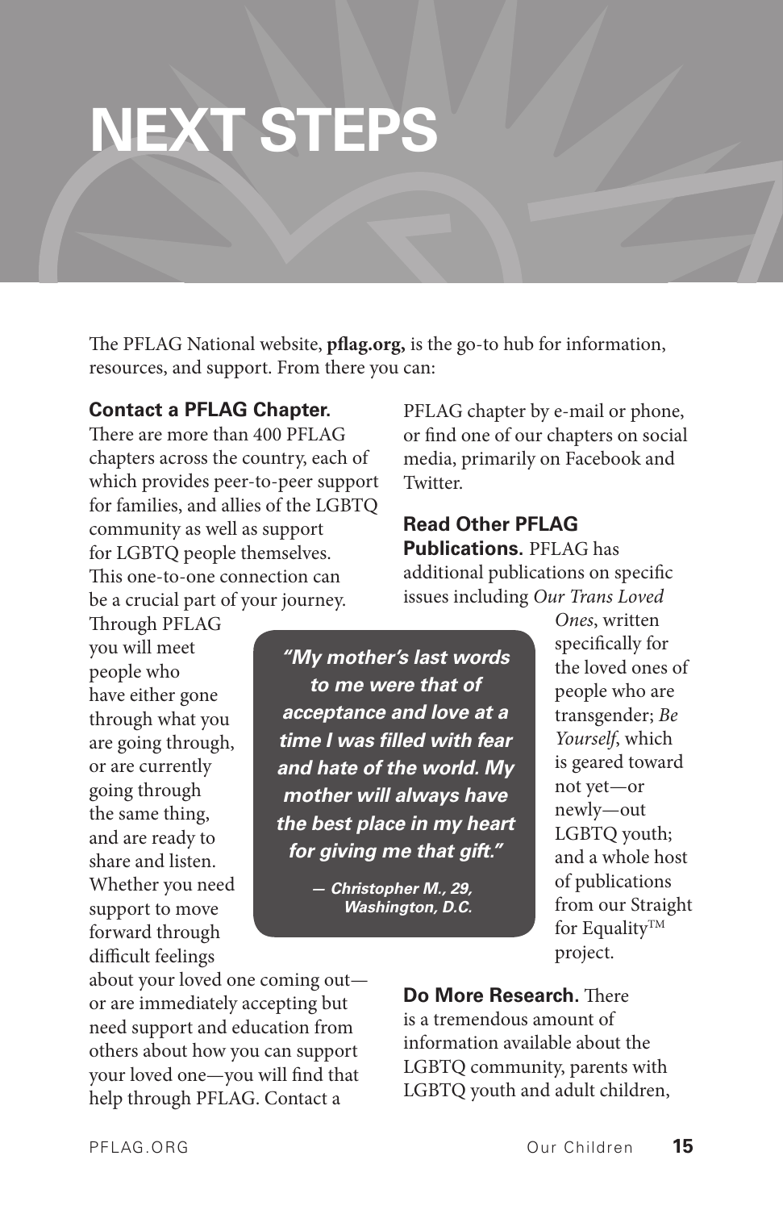# NEXT STEPS

The PFLAG National website, **pflag.org,** is the go-to hub for information, resources, and support. From there you can:

**Contact a PFLAG Chapter.** There are more than 400 PFLAG chapters across the country, each of which provides peer-to-peer support for families, and allies of the LGBTQ community as well as support for LGBTQ people themselves. This one-to-one connection can be a crucial part of your journey. Through PFLAG you will meet people who have either gone through what you are going through, or are currently going through the same thing, and are ready to share and listen. Whether you need support to move forward through difficult feelings about your loved one coming out—or are immediately accepting but need support and education from others about how you can support your loved one—you will find that help through PFLAG. Contact a PFLAG chapter by e-mail or phone, or find one of our chapters on social media, primarily on Facebook and Twitter.

> ***"My mother's last words to me were that of acceptance and love at a time I was filled with fear and hate of the world. My mother will always have the best place in my heart for giving me that gift."***
>
> ***— Christopher M., 29, Washington, D.C.***

**Read Other PFLAG Publications.** PFLAG has additional publications on specific issues including *Our Trans Loved Ones*, written specifically for the loved ones of people who are transgender; *Be Yourself*, which is geared toward not yet—or newly—out LGBTQ youth; and a whole host of publications from our Straight for Equality™ project.

**Do More Research.** There is a tremendous amount of information available about the LGBTQ community, parents with LGBTQ youth and adult children,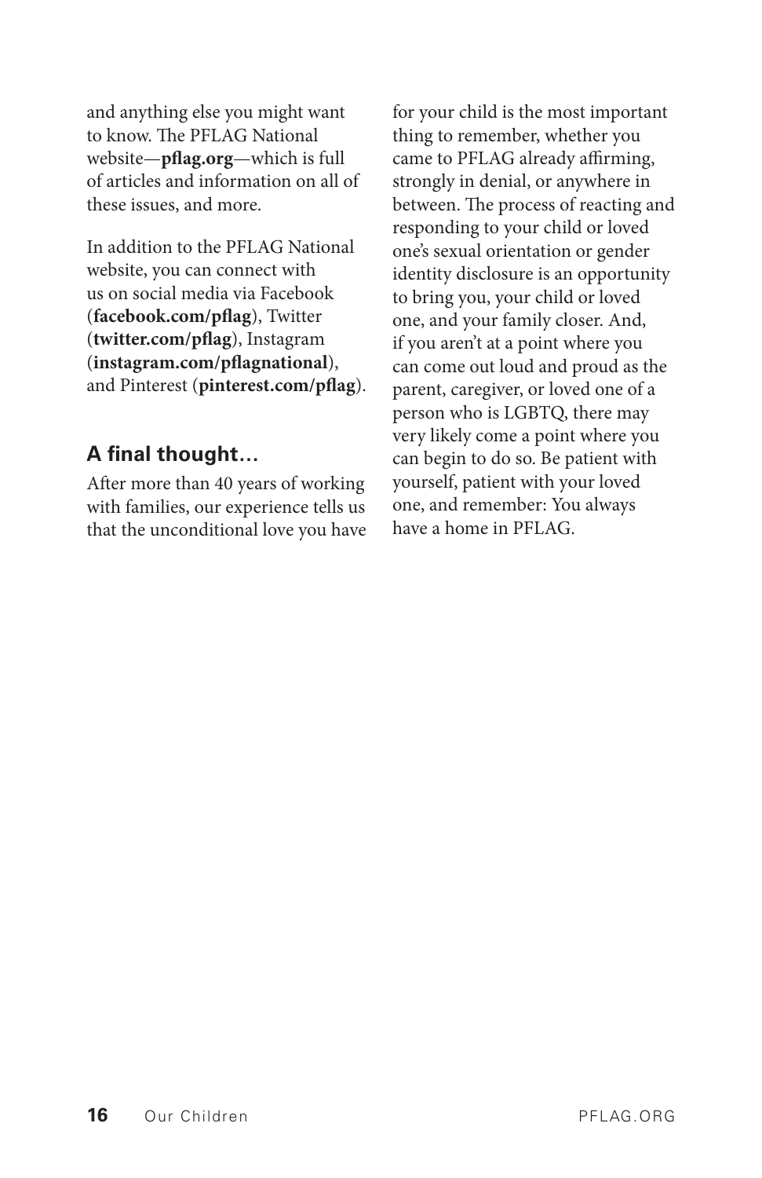and anything else you might want to know. The PFLAG National website—**pflag.org**—which is full of articles and information on all of these issues, and more.

In addition to the PFLAG National website, you can connect with us on social media via Facebook (**facebook.com/pflag**), Twitter (**twitter.com/pflag**), Instagram (**instagram.com/pflagnational**), and Pinterest (**pinterest.com/pflag**).

### A final thought…

After more than 40 years of working with families, our experience tells us that the unconditional love you have for your child is the most important thing to remember, whether you came to PFLAG already affirming, strongly in denial, or anywhere in between. The process of reacting and responding to your child or loved one's sexual orientation or gender identity disclosure is an opportunity to bring you, your child or loved one, and your family closer. And, if you aren't at a point where you can come out loud and proud as the parent, caregiver, or loved one of a person who is LGBTQ, there may very likely come a point where you can begin to do so. Be patient with yourself, patient with your loved one, and remember: You always have a home in PFLAG.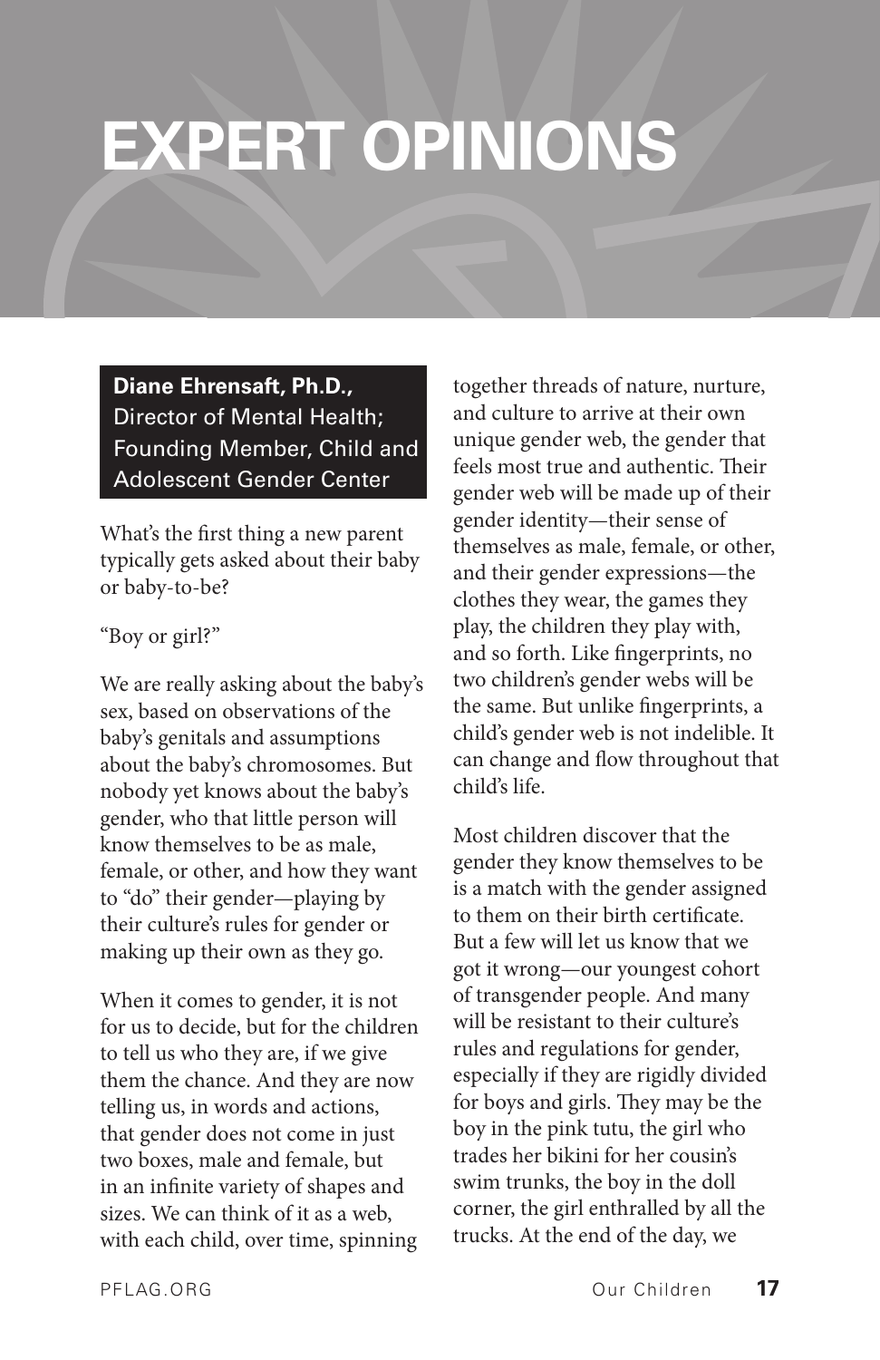# EXPERT OPINIONS

**Diane Ehrensaft, Ph.D.,**
Director of Mental Health; Founding Member, Child and Adolescent Gender Center

What's the first thing a new parent typically gets asked about their baby or baby-to-be?

"Boy or girl?"

We are really asking about the baby's sex, based on observations of the baby's genitals and assumptions about the baby's chromosomes. But nobody yet knows about the baby's gender, who that little person will know themselves to be as male, female, or other, and how they want to "do" their gender—playing by their culture's rules for gender or making up their own as they go.

When it comes to gender, it is not for us to decide, but for the children to tell us who they are, if we give them the chance. And they are now telling us, in words and actions, that gender does not come in just two boxes, male and female, but in an infinite variety of shapes and sizes. We can think of it as a web, with each child, over time, spinning together threads of nature, nurture, and culture to arrive at their own unique gender web, the gender that feels most true and authentic. Their gender web will be made up of their gender identity—their sense of themselves as male, female, or other, and their gender expressions—the clothes they wear, the games they play, the children they play with, and so forth. Like fingerprints, no two children's gender webs will be the same. But unlike fingerprints, a child's gender web is not indelible. It can change and flow throughout that child's life.

Most children discover that the gender they know themselves to be is a match with the gender assigned to them on their birth certificate. But a few will let us know that we got it wrong—our youngest cohort of transgender people. And many will be resistant to their culture's rules and regulations for gender, especially if they are rigidly divided for boys and girls. They may be the boy in the pink tutu, the girl who trades her bikini for her cousin's swim trunks, the boy in the doll corner, the girl enthralled by all the trucks. At the end of the day, we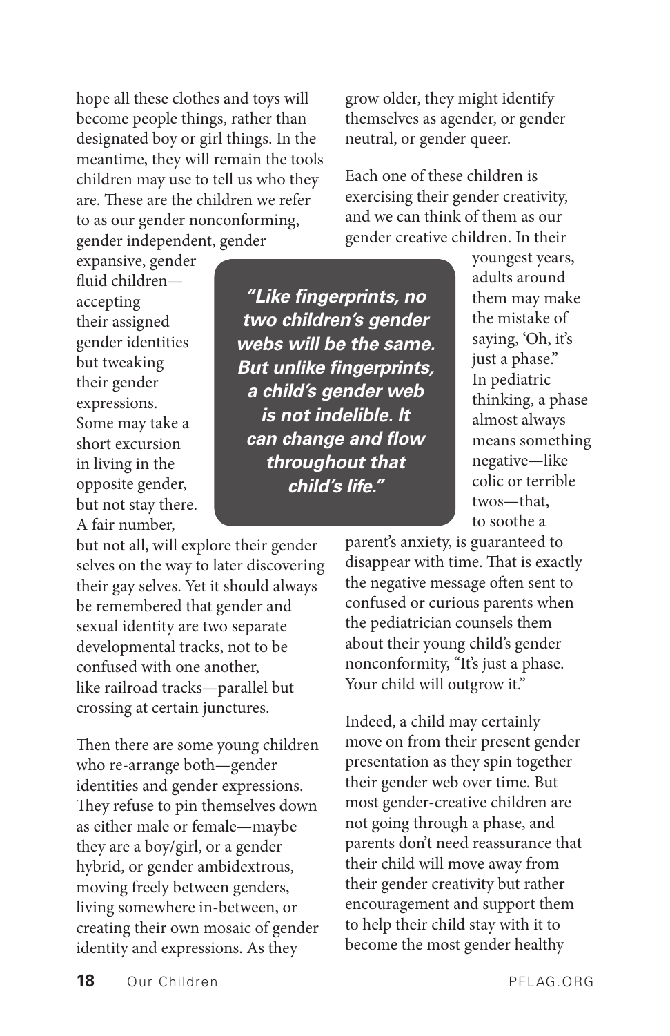hope all these clothes and toys will become people things, rather than designated boy or girl things. In the meantime, they will remain the tools children may use to tell us who they are. These are the children we refer to as our gender nonconforming, gender independent, gender expansive, gender fluid children—accepting their assigned gender identities but tweaking their gender expressions. Some may take a short excursion in living in the opposite gender, but not stay there. A fair number, but not all, will explore their gender selves on the way to later discovering their gay selves. Yet it should always be remembered that gender and sexual identity are two separate developmental tracks, not to be confused with one another, like railroad tracks—parallel but crossing at certain junctures.

> ***"Like fingerprints, no two children's gender webs will be the same. But unlike fingerprints, a child's gender web is not indelible. It can change and flow throughout that child's life."***

Then there are some young children who re-arrange both—gender identities and gender expressions. They refuse to pin themselves down as either male or female—maybe they are a boy/girl, or a gender hybrid, or gender ambidextrous, moving freely between genders, living somewhere in-between, or creating their own mosaic of gender identity and expressions. As they grow older, they might identify themselves as agender, or gender neutral, or gender queer.

Each one of these children is exercising their gender creativity, and we can think of them as our gender creative children. In their youngest years, adults around them may make the mistake of saying, 'Oh, it's just a phase." In pediatric thinking, a phase almost always means something negative—like colic or terrible twos—that, to soothe a parent's anxiety, is guaranteed to disappear with time. That is exactly the negative message often sent to confused or curious parents when the pediatrician counsels them about their young child's gender nonconformity, "It's just a phase. Your child will outgrow it."

Indeed, a child may certainly move on from their present gender presentation as they spin together their gender web over time. But most gender-creative children are not going through a phase, and parents don't need reassurance that their child will move away from their gender creativity but rather encouragement and support them to help their child stay with it to become the most gender healthy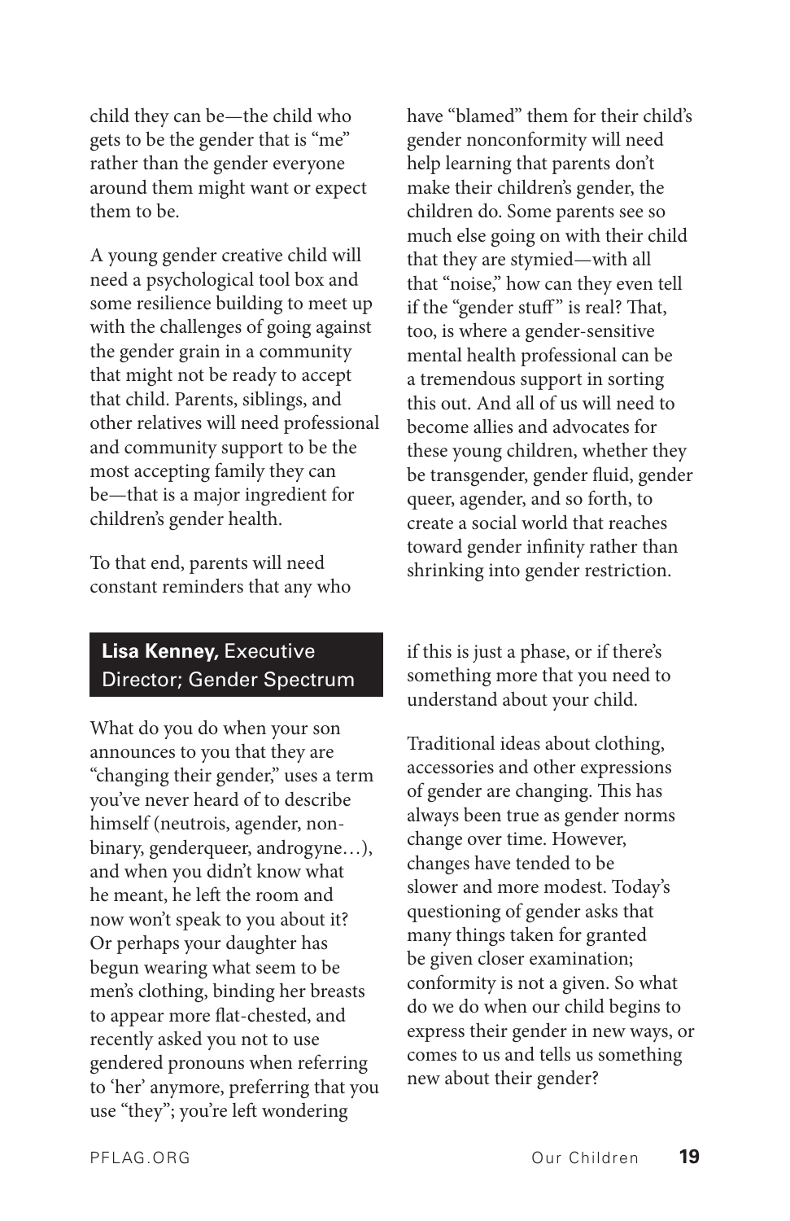child they can be—the child who gets to be the gender that is "me" rather than the gender everyone around them might want or expect them to be.

A young gender creative child will need a psychological tool box and some resilience building to meet up with the challenges of going against the gender grain in a community that might not be ready to accept that child. Parents, siblings, and other relatives will need professional and community support to be the most accepting family they can be—that is a major ingredient for children's gender health.

To that end, parents will need constant reminders that any who have "blamed" them for their child's gender nonconformity will need help learning that parents don't make their children's gender, the children do. Some parents see so much else going on with their child that they are stymied—with all that "noise," how can they even tell if the "gender stuff" is real? That, too, is where a gender-sensitive mental health professional can be a tremendous support in sorting this out. And all of us will need to become allies and advocates for these young children, whether they be transgender, gender fluid, gender queer, agender, and so forth, to create a social world that reaches toward gender infinity rather than shrinking into gender restriction.

### **Lisa Kenney,** Executive Director; Gender Spectrum

What do you do when your son announces to you that they are "changing their gender," uses a term you've never heard of to describe himself (neutrois, agender, non-binary, genderqueer, androgyne…), and when you didn't know what he meant, he left the room and now won't speak to you about it? Or perhaps your daughter has begun wearing what seem to be men's clothing, binding her breasts to appear more flat-chested, and recently asked you not to use gendered pronouns when referring to 'her' anymore, preferring that you use "they"; you're left wondering if this is just a phase, or if there's something more that you need to understand about your child.

Traditional ideas about clothing, accessories and other expressions of gender are changing. This has always been true as gender norms change over time. However, changes have tended to be slower and more modest. Today's questioning of gender asks that many things taken for granted be given closer examination; conformity is not a given. So what do we do when our child begins to express their gender in new ways, or comes to us and tells us something new about their gender?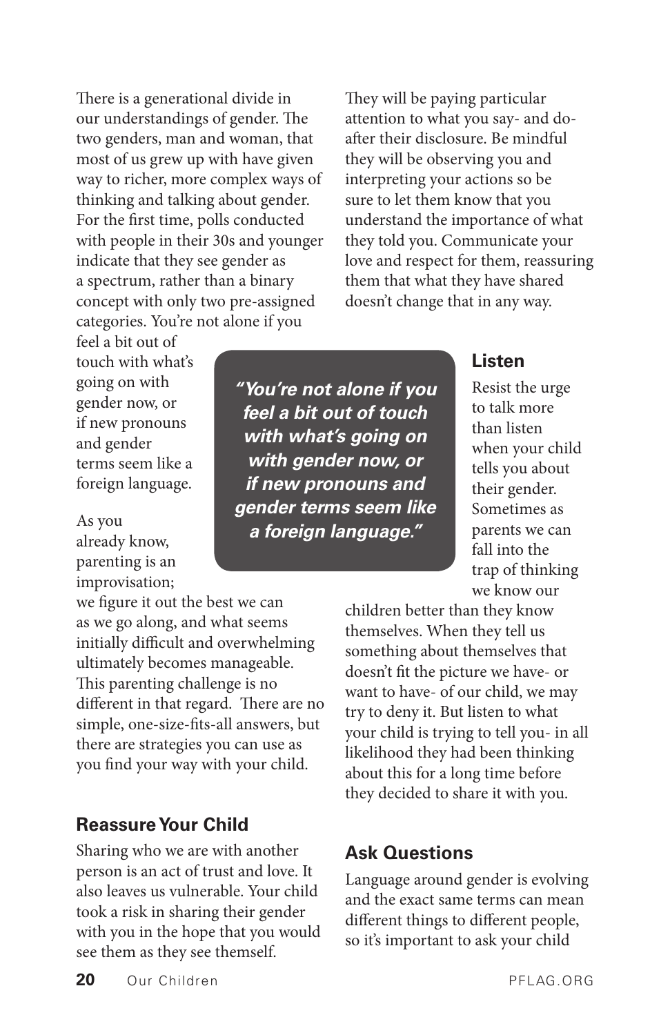There is a generational divide in our understandings of gender. The two genders, man and woman, that most of us grew up with have given way to richer, more complex ways of thinking and talking about gender. For the first time, polls conducted with people in their 30s and younger indicate that they see gender as a spectrum, rather than a binary concept with only two pre-assigned categories. You're not alone if you feel a bit out of touch with what's going on with gender now, or if new pronouns and gender terms seem like a foreign language.

> ***"You're not alone if you feel a bit out of touch with what's going on with gender now, or if new pronouns and gender terms seem like a foreign language."***

As you already know, parenting is an improvisation; we figure it out the best we can as we go along, and what seems initially difficult and overwhelming ultimately becomes manageable. This parenting challenge is no different in that regard. There are no simple, one-size-fits-all answers, but there are strategies you can use as you find your way with your child.

## Reassure Your Child

Sharing who we are with another person is an act of trust and love. It also leaves us vulnerable. Your child took a risk in sharing their gender with you in the hope that you would see them as they see themself.

They will be paying particular attention to what you say- and do- after their disclosure. Be mindful they will be observing you and interpreting your actions so be sure to let them know that you understand the importance of what they told you. Communicate your love and respect for them, reassuring them that what they have shared doesn't change that in any way.

## Listen

Resist the urge to talk more than listen when your child tells you about their gender. Sometimes as parents we can fall into the trap of thinking we know our children better than they know themselves. When they tell us something about themselves that doesn't fit the picture we have- or want to have- of our child, we may try to deny it. But listen to what your child is trying to tell you- in all likelihood they had been thinking about this for a long time before they decided to share it with you.

## Ask Questions

Language around gender is evolving and the exact same terms can mean different things to different people, so it's important to ask your child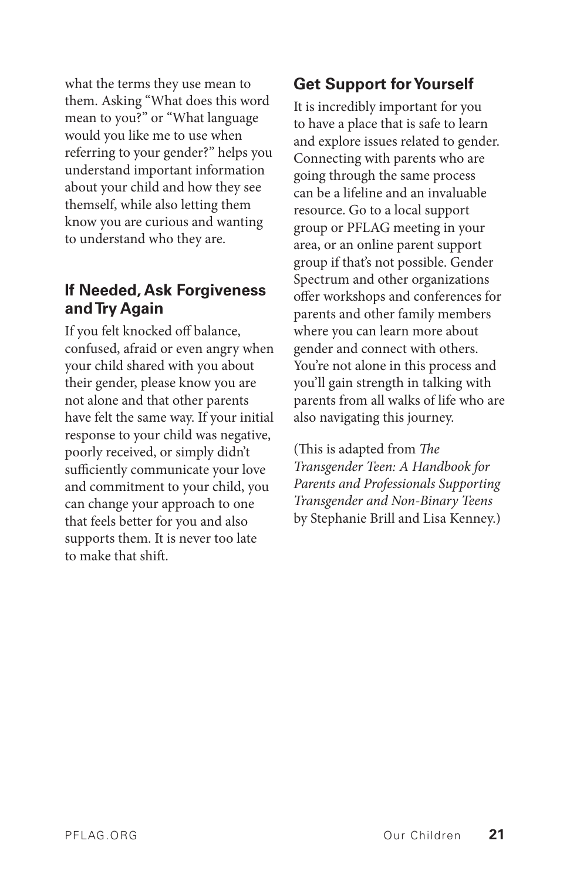what the terms they use mean to them. Asking "What does this word mean to you?" or "What language would you like me to use when referring to your gender?" helps you understand important information about your child and how they see themself, while also letting them know you are curious and wanting to understand who they are.

### If Needed, Ask Forgiveness and Try Again

If you felt knocked off balance, confused, afraid or even angry when your child shared with you about their gender, please know you are not alone and that other parents have felt the same way. If your initial response to your child was negative, poorly received, or simply didn't sufficiently communicate your love and commitment to your child, you can change your approach to one that feels better for you and also supports them. It is never too late to make that shift.

### Get Support for Yourself

It is incredibly important for you to have a place that is safe to learn and explore issues related to gender. Connecting with parents who are going through the same process can be a lifeline and an invaluable resource. Go to a local support group or PFLAG meeting in your area, or an online parent support group if that's not possible. Gender Spectrum and other organizations offer workshops and conferences for parents and other family members where you can learn more about gender and connect with others. You're not alone in this process and you'll gain strength in talking with parents from all walks of life who are also navigating this journey.

(This is adapted from *The Transgender Teen: A Handbook for Parents and Professionals Supporting Transgender and Non-Binary Teens* by Stephanie Brill and Lisa Kenney.)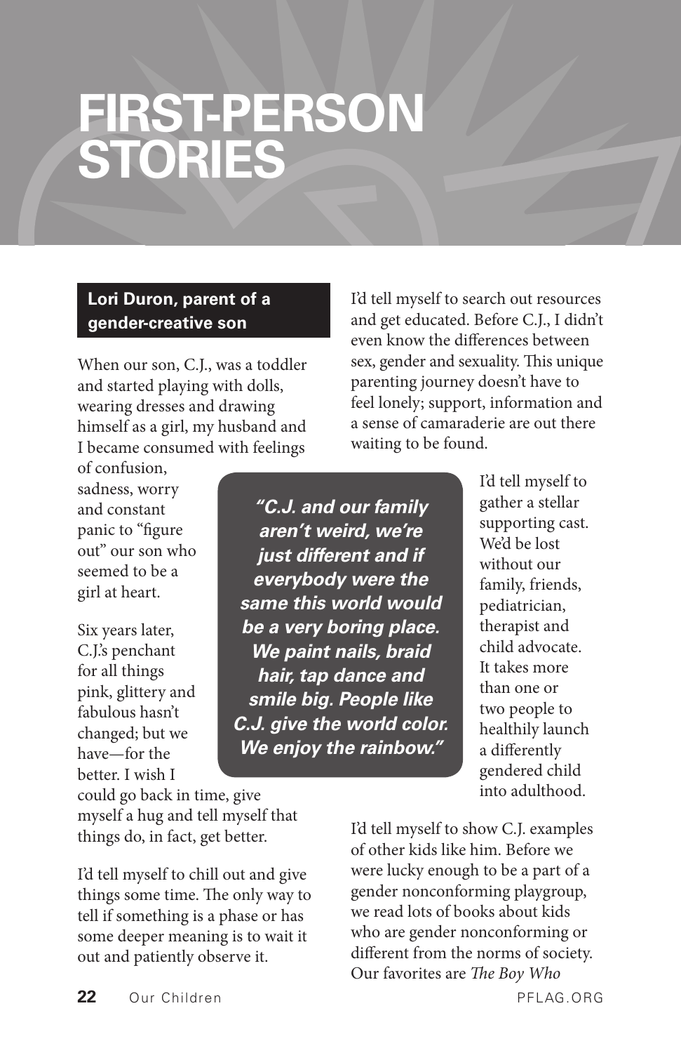# FIRST-PERSON STORIES

## Lori Duron, parent of a gender-creative son

When our son, C.J., was a toddler and started playing with dolls, wearing dresses and drawing himself as a girl, my husband and I became consumed with feelings of confusion, sadness, worry and constant panic to "figure out" our son who seemed to be a girl at heart.

Six years later, C.J.'s penchant for all things pink, glittery and fabulous hasn't changed; but we have—for the better. I wish I could go back in time, give myself a hug and tell myself that things do, in fact, get better.

I'd tell myself to chill out and give things some time. The only way to tell if something is a phase or has some deeper meaning is to wait it out and patiently observe it.

I'd tell myself to search out resources and get educated. Before C.J., I didn't even know the differences between sex, gender and sexuality. This unique parenting journey doesn't have to feel lonely; support, information and a sense of camaraderie are out there waiting to be found.

> ***"C.J. and our family aren't weird, we're just different and if everybody were the same this world would be a very boring place. We paint nails, braid hair, tap dance and smile big. People like C.J. give the world color. We enjoy the rainbow."***

I'd tell myself to gather a stellar supporting cast. We'd be lost without our family, friends, pediatrician, therapist and child advocate. It takes more than one or two people to healthily launch a differently gendered child into adulthood.

I'd tell myself to show C.J. examples of other kids like him. Before we were lucky enough to be a part of a gender nonconforming playgroup, we read lots of books about kids who are gender nonconforming or different from the norms of society. Our favorites are *The Boy Who*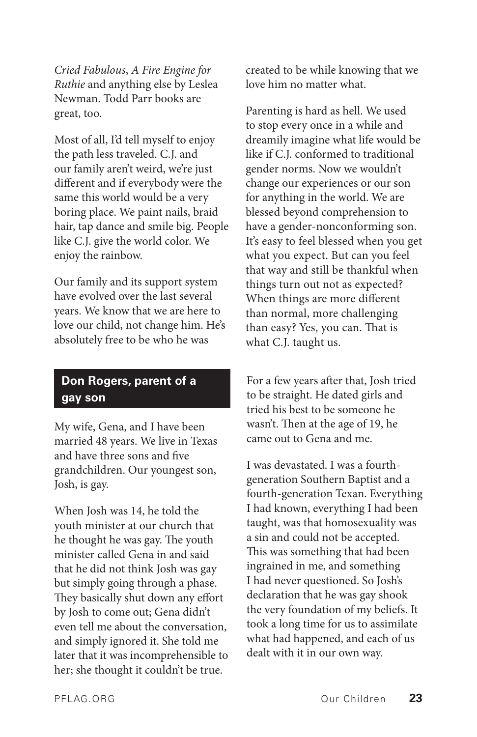*Cried Fabulous*, *A Fire Engine for Ruthie* and anything else by Leslea Newman. Todd Parr books are great, too.

Most of all, I'd tell myself to enjoy the path less traveled. C.J. and our family aren't weird, we're just different and if everybody were the same this world would be a very boring place. We paint nails, braid hair, tap dance and smile big. People like C.J. give the world color. We enjoy the rainbow.

Our family and its support system have evolved over the last several years. We know that we are here to love our child, not change him. He's absolutely free to be who he was created to be while knowing that we love him no matter what.

Parenting is hard as hell. We used to stop every once in a while and dreamily imagine what life would be like if C.J. conformed to traditional gender norms. Now we wouldn't change our experiences or our son for anything in the world. We are blessed beyond comprehension to have a gender-nonconforming son. It's easy to feel blessed when you get what you expect. But can you feel that way and still be thankful when things turn out not as expected? When things are more different than normal, more challenging than easy? Yes, you can. That is what C.J. taught us.

### Don Rogers, parent of a gay son

My wife, Gena, and I have been married 48 years. We live in Texas and have three sons and five grandchildren. Our youngest son, Josh, is gay.

When Josh was 14, he told the youth minister at our church that he thought he was gay. The youth minister called Gena in and said that he did not think Josh was gay but simply going through a phase. They basically shut down any effort by Josh to come out; Gena didn't even tell me about the conversation, and simply ignored it. She told me later that it was incomprehensible to her; she thought it couldn't be true.

For a few years after that, Josh tried to be straight. He dated girls and tried his best to be someone he wasn't. Then at the age of 19, he came out to Gena and me.

I was devastated. I was a fourth-generation Southern Baptist and a fourth-generation Texan. Everything I had known, everything I had been taught, was that homosexuality was a sin and could not be accepted. This was something that had been ingrained in me, and something I had never questioned. So Josh's declaration that he was gay shook the very foundation of my beliefs. It took a long time for us to assimilate what had happened, and each of us dealt with it in our own way.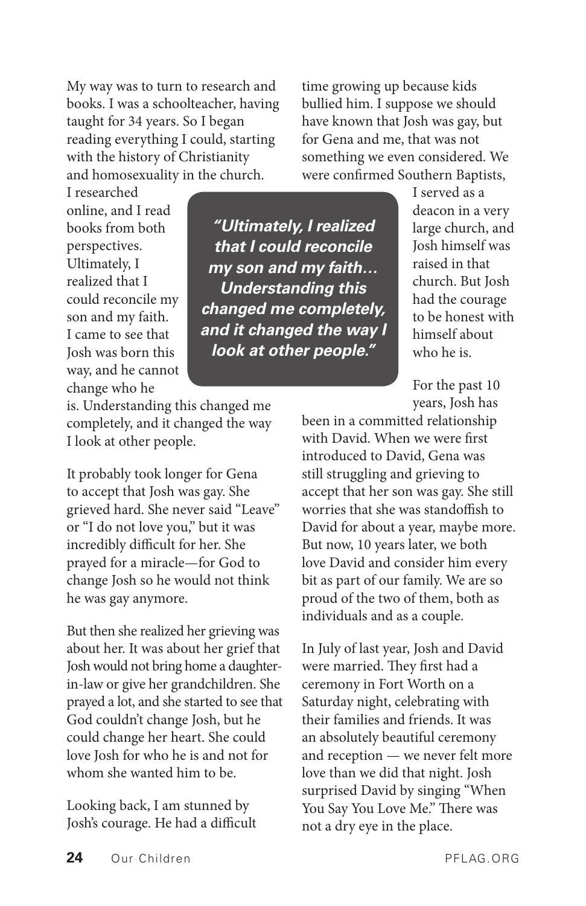My way was to turn to research and books. I was a schoolteacher, having taught for 34 years. So I began reading everything I could, starting with the history of Christianity and homosexuality in the church. I researched online, and I read books from both perspectives. Ultimately, I realized that I could reconcile my son and my faith. I came to see that Josh was born this way, and he cannot change who he is. Understanding this changed me completely, and it changed the way I look at other people.

> ***"Ultimately, I realized that I could reconcile my son and my faith… Understanding this changed me completely, and it changed the way I look at other people."***

It probably took longer for Gena to accept that Josh was gay. She grieved hard. She never said "Leave" or "I do not love you," but it was incredibly difficult for her. She prayed for a miracle—for God to change Josh so he would not think he was gay anymore.

But then she realized her grieving was about her. It was about her grief that Josh would not bring home a daughter-in-law or give her grandchildren. She prayed a lot, and she started to see that God couldn't change Josh, but he could change her heart. She could love Josh for who he is and not for whom she wanted him to be.

Looking back, I am stunned by Josh's courage. He had a difficult time growing up because kids bullied him. I suppose we should have known that Josh was gay, but for Gena and me, that was not something we even considered. We were confirmed Southern Baptists, I served as a deacon in a very large church, and Josh himself was raised in that church. But Josh had the courage to be honest with himself about who he is.

For the past 10 years, Josh has been in a committed relationship with David. When we were first introduced to David, Gena was still struggling and grieving to accept that her son was gay. She still worries that she was standoffish to David for about a year, maybe more. But now, 10 years later, we both love David and consider him every bit as part of our family. We are so proud of the two of them, both as individuals and as a couple.

In July of last year, Josh and David were married. They first had a ceremony in Fort Worth on a Saturday night, celebrating with their families and friends. It was an absolutely beautiful ceremony and reception — we never felt more love than we did that night. Josh surprised David by singing "When You Say You Love Me." There was not a dry eye in the place.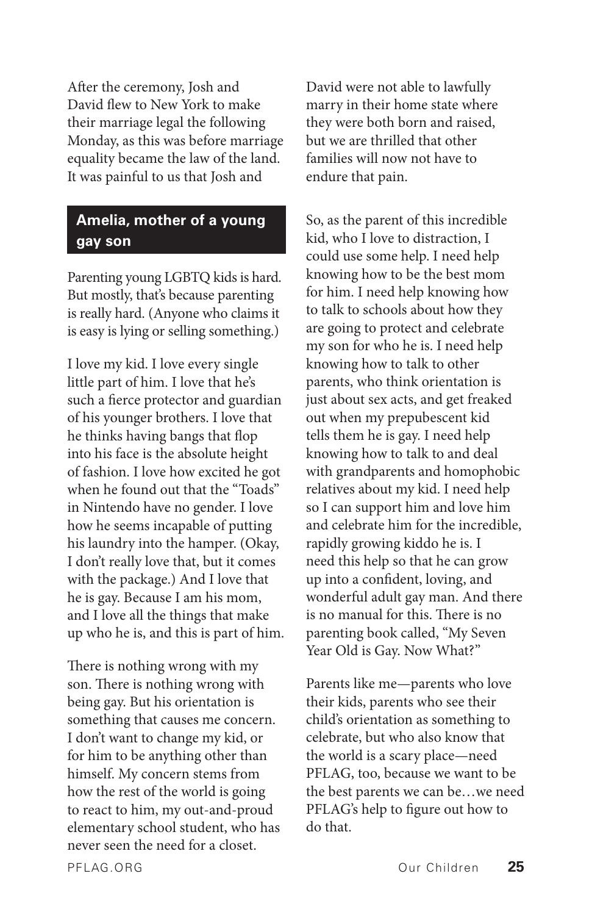After the ceremony, Josh and David flew to New York to make their marriage legal the following Monday, as this was before marriage equality became the law of the land. It was painful to us that Josh and David were not able to lawfully marry in their home state where they were both born and raised, but we are thrilled that other families will now not have to endure that pain.

### Amelia, mother of a young gay son

Parenting young LGBTQ kids is hard. But mostly, that's because parenting is really hard. (Anyone who claims it is easy is lying or selling something.)

I love my kid. I love every single little part of him. I love that he's such a fierce protector and guardian of his younger brothers. I love that he thinks having bangs that flop into his face is the absolute height of fashion. I love how excited he got when he found out that the "Toads" in Nintendo have no gender. I love how he seems incapable of putting his laundry into the hamper. (Okay, I don't really love that, but it comes with the package.) And I love that he is gay. Because I am his mom, and I love all the things that make up who he is, and this is part of him.

There is nothing wrong with my son. There is nothing wrong with being gay. But his orientation is something that causes me concern. I don't want to change my kid, or for him to be anything other than himself. My concern stems from how the rest of the world is going to react to him, my out-and-proud elementary school student, who has never seen the need for a closet.

So, as the parent of this incredible kid, who I love to distraction, I could use some help. I need help knowing how to be the best mom for him. I need help knowing how to talk to schools about how they are going to protect and celebrate my son for who he is. I need help knowing how to talk to other parents, who think orientation is just about sex acts, and get freaked out when my prepubescent kid tells them he is gay. I need help knowing how to talk to and deal with grandparents and homophobic relatives about my kid. I need help so I can support him and love him and celebrate him for the incredible, rapidly growing kiddo he is. I need this help so that he can grow up into a confident, loving, and wonderful adult gay man. And there is no manual for this. There is no parenting book called, "My Seven Year Old is Gay. Now What?"

Parents like me—parents who love their kids, parents who see their child's orientation as something to celebrate, but who also know that the world is a scary place—need PFLAG, too, because we want to be the best parents we can be…we need PFLAG's help to figure out how to do that.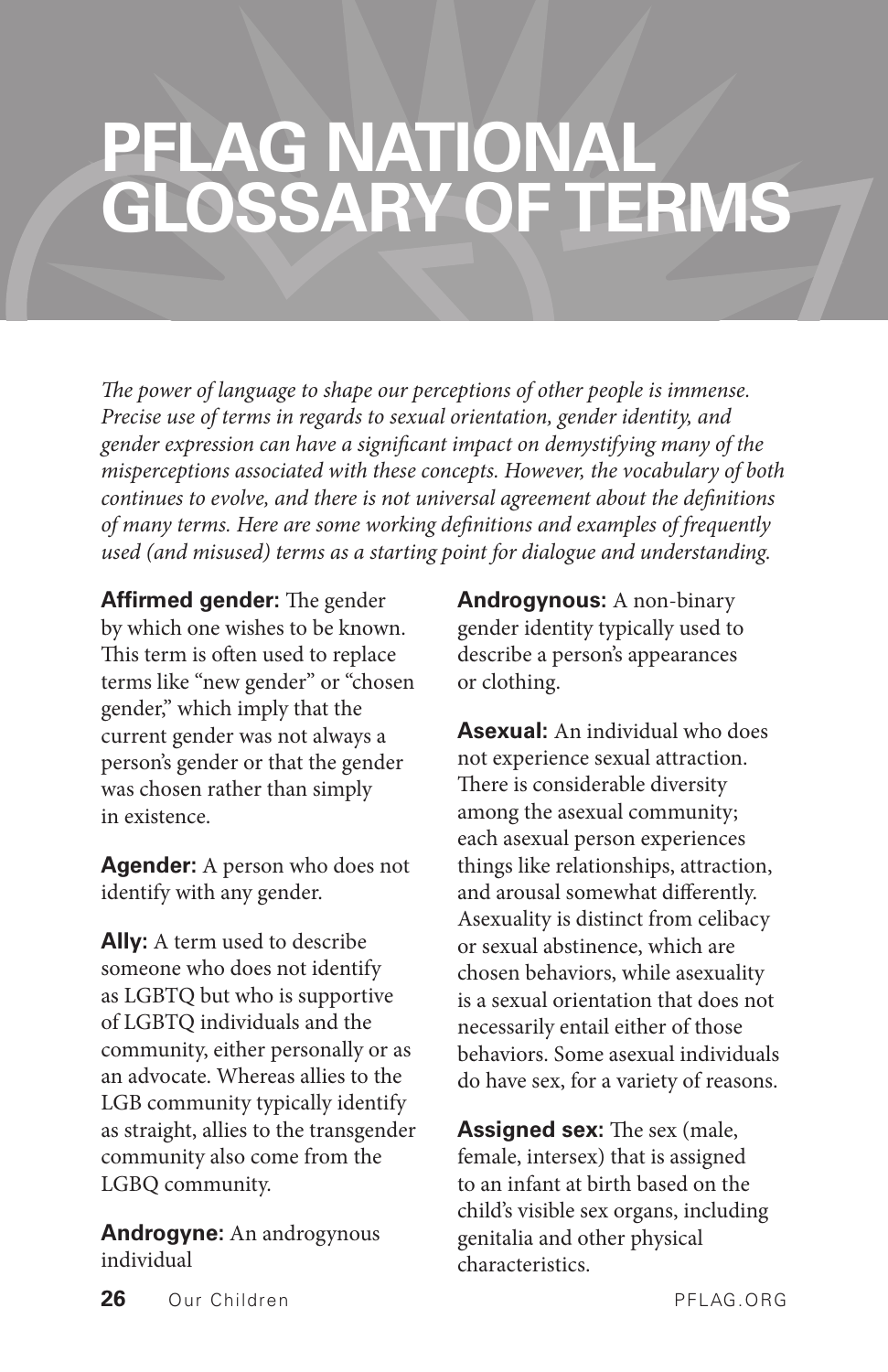# PFLAG NATIONAL GLOSSARY OF TERMS

*The power of language to shape our perceptions of other people is immense. Precise use of terms in regards to sexual orientation, gender identity, and gender expression can have a significant impact on demystifying many of the misperceptions associated with these concepts. However, the vocabulary of both continues to evolve, and there is not universal agreement about the definitions of many terms. Here are some working definitions and examples of frequently used (and misused) terms as a starting point for dialogue and understanding.*

**Affirmed gender:** The gender by which one wishes to be known. This term is often used to replace terms like "new gender" or "chosen gender," which imply that the current gender was not always a person's gender or that the gender was chosen rather than simply in existence.

**Agender:** A person who does not identify with any gender.

**Ally:** A term used to describe someone who does not identify as LGBTQ but who is supportive of LGBTQ individuals and the community, either personally or as an advocate. Whereas allies to the LGB community typically identify as straight, allies to the transgender community also come from the LGBQ community.

**Androgyne:** An androgynous individual

**Androgynous:** A non-binary gender identity typically used to describe a person's appearances or clothing.

**Asexual:** An individual who does not experience sexual attraction. There is considerable diversity among the asexual community; each asexual person experiences things like relationships, attraction, and arousal somewhat differently. Asexuality is distinct from celibacy or sexual abstinence, which are chosen behaviors, while asexuality is a sexual orientation that does not necessarily entail either of those behaviors. Some asexual individuals do have sex, for a variety of reasons.

**Assigned sex:** The sex (male, female, intersex) that is assigned to an infant at birth based on the child's visible sex organs, including genitalia and other physical characteristics.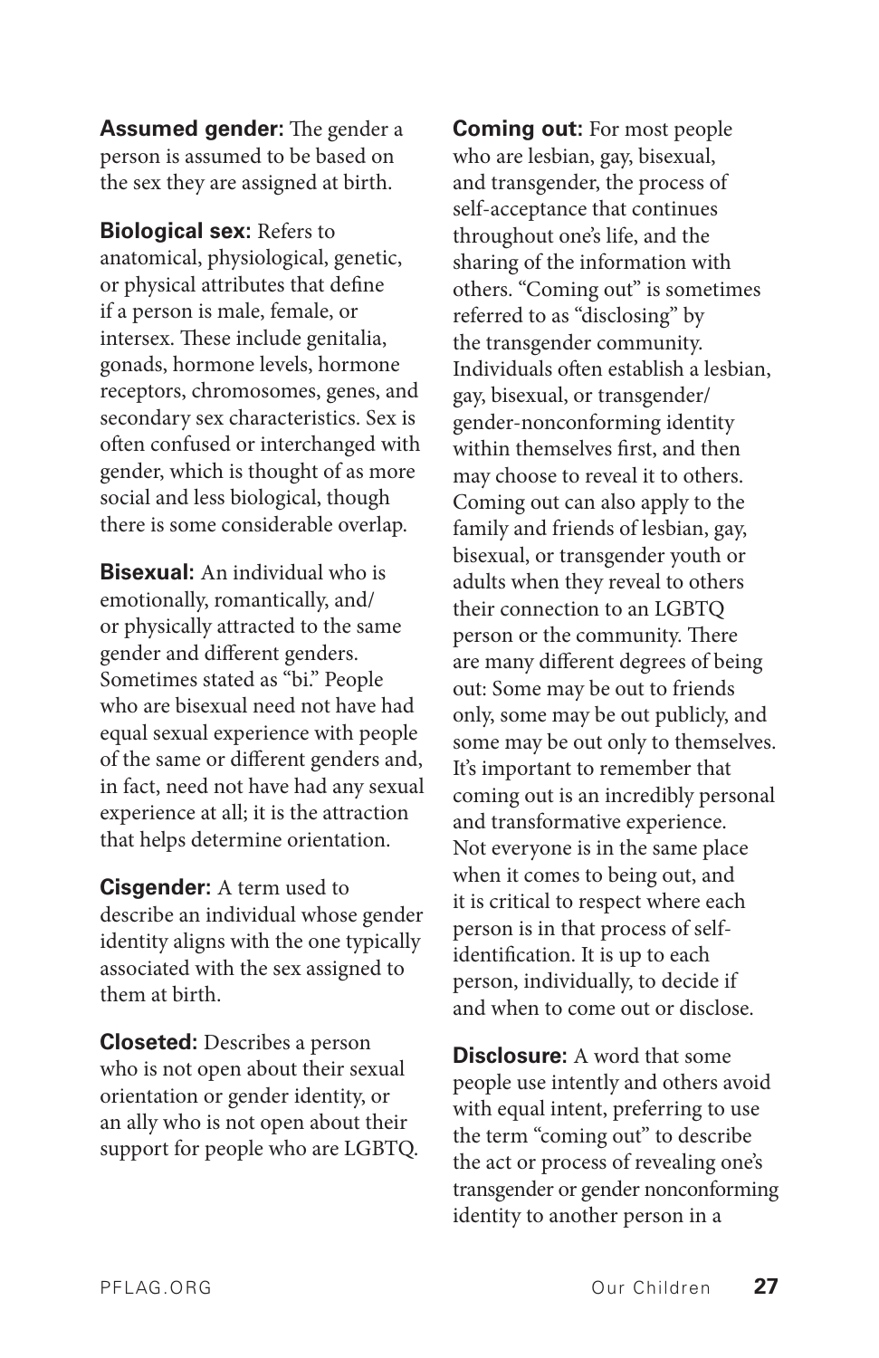**Assumed gender:** The gender a person is assumed to be based on the sex they are assigned at birth.

**Biological sex:** Refers to anatomical, physiological, genetic, or physical attributes that define if a person is male, female, or intersex. These include genitalia, gonads, hormone levels, hormone receptors, chromosomes, genes, and secondary sex characteristics. Sex is often confused or interchanged with gender, which is thought of as more social and less biological, though there is some considerable overlap.

**Bisexual:** An individual who is emotionally, romantically, and/or physically attracted to the same gender and different genders. Sometimes stated as "bi." People who are bisexual need not have had equal sexual experience with people of the same or different genders and, in fact, need not have had any sexual experience at all; it is the attraction that helps determine orientation.

**Cisgender:** A term used to describe an individual whose gender identity aligns with the one typically associated with the sex assigned to them at birth.

**Closeted:** Describes a person who is not open about their sexual orientation or gender identity, or an ally who is not open about their support for people who are LGBTQ.

**Coming out:** For most people who are lesbian, gay, bisexual, and transgender, the process of self-acceptance that continues throughout one's life, and the sharing of the information with others. "Coming out" is sometimes referred to as "disclosing" by the transgender community. Individuals often establish a lesbian, gay, bisexual, or transgender/gender-nonconforming identity within themselves first, and then may choose to reveal it to others. Coming out can also apply to the family and friends of lesbian, gay, bisexual, or transgender youth or adults when they reveal to others their connection to an LGBTQ person or the community. There are many different degrees of being out: Some may be out to friends only, some may be out publicly, and some may be out only to themselves. It's important to remember that coming out is an incredibly personal and transformative experience. Not everyone is in the same place when it comes to being out, and it is critical to respect where each person is in that process of self-identification. It is up to each person, individually, to decide if and when to come out or disclose.

**Disclosure:** A word that some people use intently and others avoid with equal intent, preferring to use the term "coming out" to describe the act or process of revealing one's transgender or gender nonconforming identity to another person in a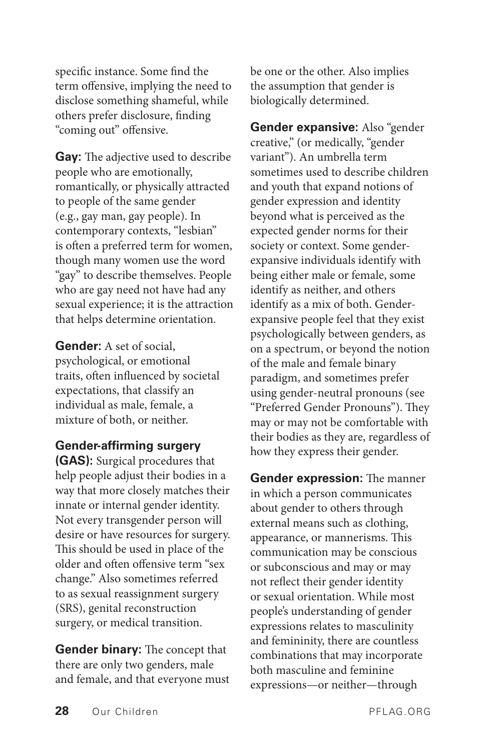specific instance. Some find the term offensive, implying the need to disclose something shameful, while others prefer disclosure, finding "coming out" offensive.

**Gay:** The adjective used to describe people who are emotionally, romantically, or physically attracted to people of the same gender (e.g., gay man, gay people). In contemporary contexts, "lesbian" is often a preferred term for women, though many women use the word "gay" to describe themselves. People who are gay need not have had any sexual experience; it is the attraction that helps determine orientation.

**Gender:** A set of social, psychological, or emotional traits, often influenced by societal expectations, that classify an individual as male, female, a mixture of both, or neither.

**Gender-affirming surgery (GAS):** Surgical procedures that help people adjust their bodies in a way that more closely matches their innate or internal gender identity. Not every transgender person will desire or have resources for surgery. This should be used in place of the older and often offensive term "sex change." Also sometimes referred to as sexual reassignment surgery (SRS), genital reconstruction surgery, or medical transition.

**Gender binary:** The concept that there are only two genders, male and female, and that everyone must be one or the other. Also implies the assumption that gender is biologically determined.

**Gender expansive:** Also "gender creative," (or medically, "gender variant"). An umbrella term sometimes used to describe children and youth that expand notions of gender expression and identity beyond what is perceived as the expected gender norms for their society or context. Some gender-expansive individuals identify with being either male or female, some identify as neither, and others identify as a mix of both. Gender-expansive people feel that they exist psychologically between genders, as on a spectrum, or beyond the notion of the male and female binary paradigm, and sometimes prefer using gender-neutral pronouns (see "Preferred Gender Pronouns"). They may or may not be comfortable with their bodies as they are, regardless of how they express their gender.

**Gender expression:** The manner in which a person communicates about gender to others through external means such as clothing, appearance, or mannerisms. This communication may be conscious or subconscious and may or may not reflect their gender identity or sexual orientation. While most people's understanding of gender expressions relates to masculinity and femininity, there are countless combinations that may incorporate both masculine and feminine expressions—or neither—through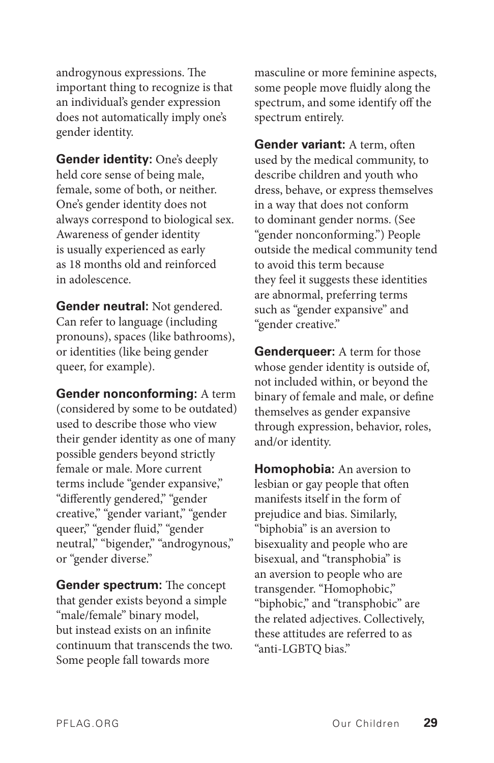androgynous expressions. The important thing to recognize is that an individual's gender expression does not automatically imply one's gender identity.

**Gender identity:** One's deeply held core sense of being male, female, some of both, or neither. One's gender identity does not always correspond to biological sex. Awareness of gender identity is usually experienced as early as 18 months old and reinforced in adolescence.

**Gender neutral:** Not gendered. Can refer to language (including pronouns), spaces (like bathrooms), or identities (like being gender queer, for example).

**Gender nonconforming:** A term (considered by some to be outdated) used to describe those who view their gender identity as one of many possible genders beyond strictly female or male. More current terms include "gender expansive," "differently gendered," "gender creative," "gender variant," "gender queer," "gender fluid," "gender neutral," "bigender," "androgynous," or "gender diverse."

**Gender spectrum:** The concept that gender exists beyond a simple "male/female" binary model, but instead exists on an infinite continuum that transcends the two. Some people fall towards more masculine or more feminine aspects, some people move fluidly along the spectrum, and some identify off the spectrum entirely.

**Gender variant:** A term, often used by the medical community, to describe children and youth who dress, behave, or express themselves in a way that does not conform to dominant gender norms. (See "gender nonconforming.") People outside the medical community tend to avoid this term because they feel it suggests these identities are abnormal, preferring terms such as "gender expansive" and "gender creative."

**Genderqueer:** A term for those whose gender identity is outside of, not included within, or beyond the binary of female and male, or define themselves as gender expansive through expression, behavior, roles, and/or identity.

**Homophobia:** An aversion to lesbian or gay people that often manifests itself in the form of prejudice and bias. Similarly, "biphobia" is an aversion to bisexuality and people who are bisexual, and "transphobia" is an aversion to people who are transgender. "Homophobic," "biphobic," and "transphobic" are the related adjectives. Collectively, these attitudes are referred to as "anti-LGBTQ bias."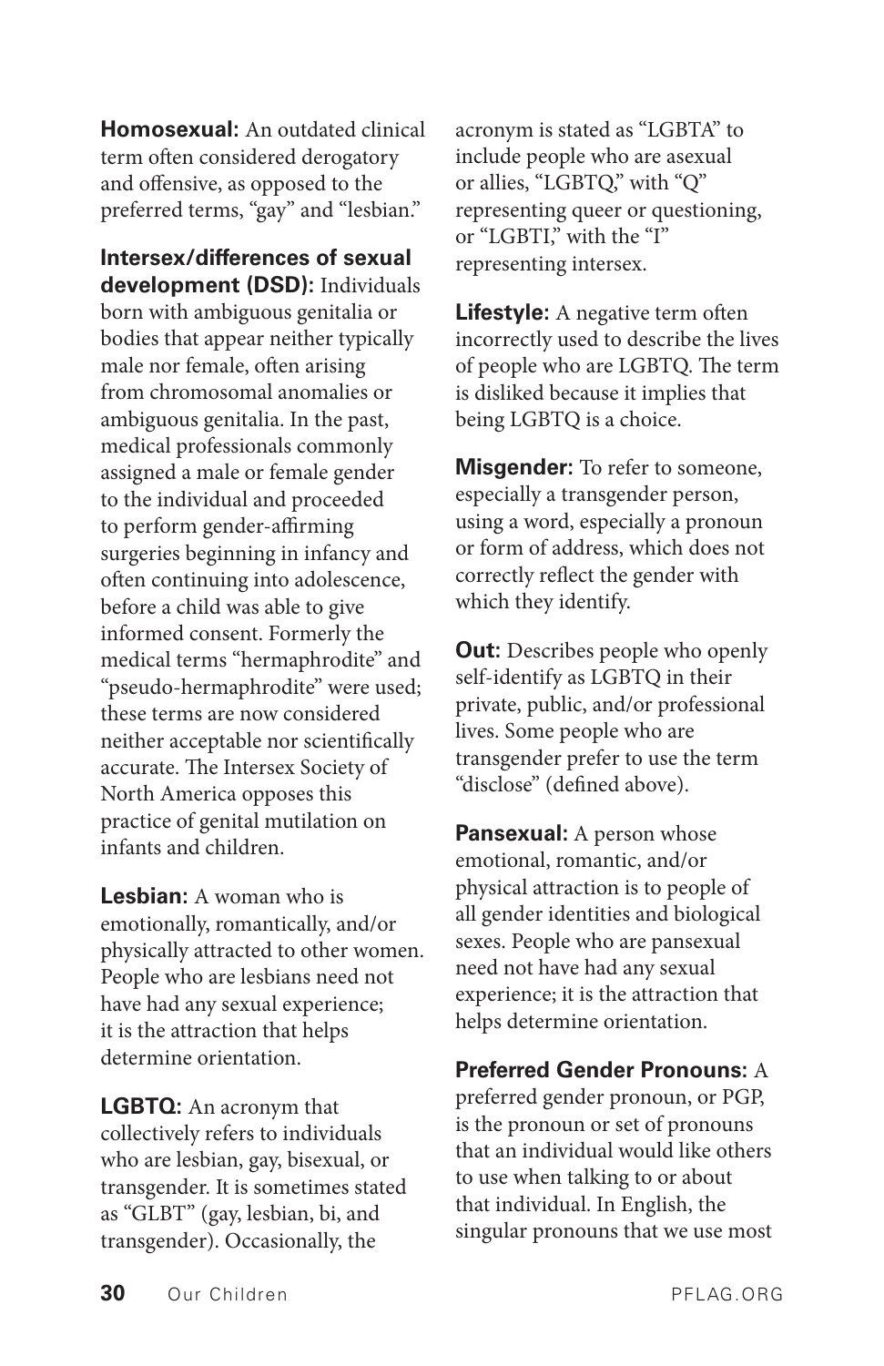**Homosexual:** An outdated clinical term often considered derogatory and offensive, as opposed to the preferred terms, "gay" and "lesbian."

**Intersex/differences of sexual development (DSD):** Individuals born with ambiguous genitalia or bodies that appear neither typically male nor female, often arising from chromosomal anomalies or ambiguous genitalia. In the past, medical professionals commonly assigned a male or female gender to the individual and proceeded to perform gender-affirming surgeries beginning in infancy and often continuing into adolescence, before a child was able to give informed consent. Formerly the medical terms "hermaphrodite" and "pseudo-hermaphrodite" were used; these terms are now considered neither acceptable nor scientifically accurate. The Intersex Society of North America opposes this practice of genital mutilation on infants and children.

**Lesbian:** A woman who is emotionally, romantically, and/or physically attracted to other women. People who are lesbians need not have had any sexual experience; it is the attraction that helps determine orientation.

**LGBTQ:** An acronym that collectively refers to individuals who are lesbian, gay, bisexual, or transgender. It is sometimes stated as "GLBT" (gay, lesbian, bi, and transgender). Occasionally, the acronym is stated as "LGBTA" to include people who are asexual or allies, "LGBTQ," with "Q" representing queer or questioning, or "LGBTI," with the "I" representing intersex.

**Lifestyle:** A negative term often incorrectly used to describe the lives of people who are LGBTQ. The term is disliked because it implies that being LGBTQ is a choice.

**Misgender:** To refer to someone, especially a transgender person, using a word, especially a pronoun or form of address, which does not correctly reflect the gender with which they identify.

**Out:** Describes people who openly self-identify as LGBTQ in their private, public, and/or professional lives. Some people who are transgender prefer to use the term "disclose" (defined above).

**Pansexual:** A person whose emotional, romantic, and/or physical attraction is to people of all gender identities and biological sexes. People who are pansexual need not have had any sexual experience; it is the attraction that helps determine orientation.

**Preferred Gender Pronouns:** A preferred gender pronoun, or PGP, is the pronoun or set of pronouns that an individual would like others to use when talking to or about that individual. In English, the singular pronouns that we use most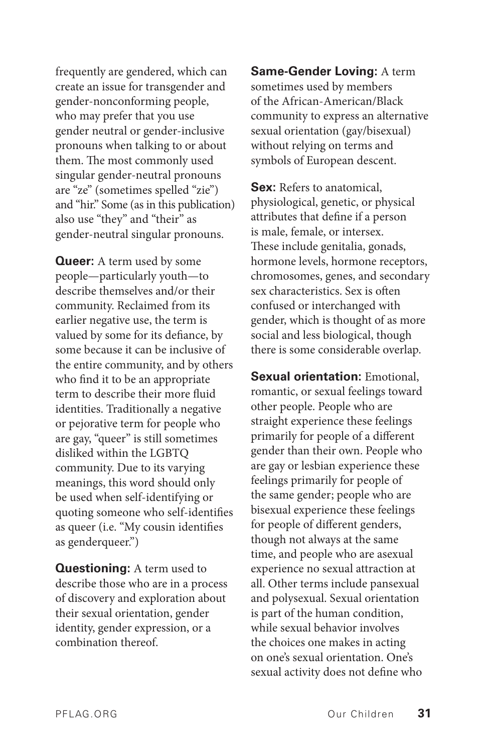frequently are gendered, which can create an issue for transgender and gender-nonconforming people, who may prefer that you use gender neutral or gender-inclusive pronouns when talking to or about them. The most commonly used singular gender-neutral pronouns are "ze" (sometimes spelled "zie") and "hir." Some (as in this publication) also use "they" and "their" as gender-neutral singular pronouns.

**Queer:** A term used by some people—particularly youth—to describe themselves and/or their community. Reclaimed from its earlier negative use, the term is valued by some for its defiance, by some because it can be inclusive of the entire community, and by others who find it to be an appropriate term to describe their more fluid identities. Traditionally a negative or pejorative term for people who are gay, "queer" is still sometimes disliked within the LGBTQ community. Due to its varying meanings, this word should only be used when self-identifying or quoting someone who self-identifies as queer (i.e. "My cousin identifies as genderqueer.")

**Questioning:** A term used to describe those who are in a process of discovery and exploration about their sexual orientation, gender identity, gender expression, or a combination thereof.

**Same-Gender Loving:** A term sometimes used by members of the African-American/Black community to express an alternative sexual orientation (gay/bisexual) without relying on terms and symbols of European descent.

**Sex:** Refers to anatomical, physiological, genetic, or physical attributes that define if a person is male, female, or intersex. These include genitalia, gonads, hormone levels, hormone receptors, chromosomes, genes, and secondary sex characteristics. Sex is often confused or interchanged with gender, which is thought of as more social and less biological, though there is some considerable overlap.

**Sexual orientation:** Emotional, romantic, or sexual feelings toward other people. People who are straight experience these feelings primarily for people of a different gender than their own. People who are gay or lesbian experience these feelings primarily for people of the same gender; people who are bisexual experience these feelings for people of different genders, though not always at the same time, and people who are asexual experience no sexual attraction at all. Other terms include pansexual and polysexual. Sexual orientation is part of the human condition, while sexual behavior involves the choices one makes in acting on one's sexual orientation. One's sexual activity does not define who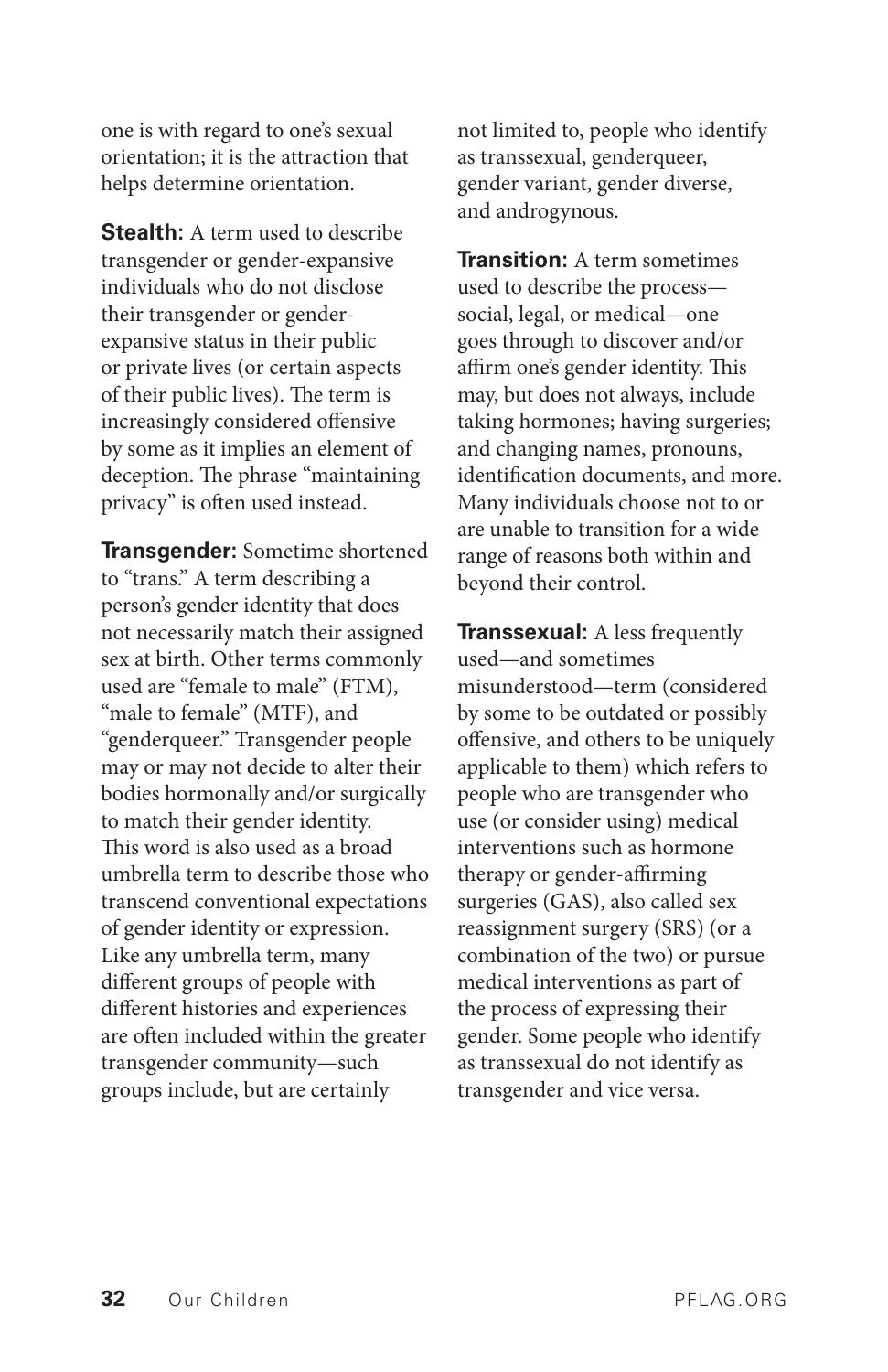one is with regard to one's sexual orientation; it is the attraction that helps determine orientation.

**Stealth:** A term used to describe transgender or gender-expansive individuals who do not disclose their transgender or gender-expansive status in their public or private lives (or certain aspects of their public lives). The term is increasingly considered offensive by some as it implies an element of deception. The phrase "maintaining privacy" is often used instead.

**Transgender:** Sometime shortened to "trans." A term describing a person's gender identity that does not necessarily match their assigned sex at birth. Other terms commonly used are "female to male" (FTM), "male to female" (MTF), and "genderqueer." Transgender people may or may not decide to alter their bodies hormonally and/or surgically to match their gender identity. This word is also used as a broad umbrella term to describe those who transcend conventional expectations of gender identity or expression. Like any umbrella term, many different groups of people with different histories and experiences are often included within the greater transgender community—such groups include, but are certainly not limited to, people who identify as transsexual, genderqueer, gender variant, gender diverse, and androgynous.

**Transition:** A term sometimes used to describe the process—social, legal, or medical—one goes through to discover and/or affirm one's gender identity. This may, but does not always, include taking hormones; having surgeries; and changing names, pronouns, identification documents, and more. Many individuals choose not to or are unable to transition for a wide range of reasons both within and beyond their control.

**Transsexual:** A less frequently used—and sometimes misunderstood—term (considered by some to be outdated or possibly offensive, and others to be uniquely applicable to them) which refers to people who are transgender who use (or consider using) medical interventions such as hormone therapy or gender-affirming surgeries (GAS), also called sex reassignment surgery (SRS) (or a combination of the two) or pursue medical interventions as part of the process of expressing their gender. Some people who identify as transsexual do not identify as transgender and vice versa.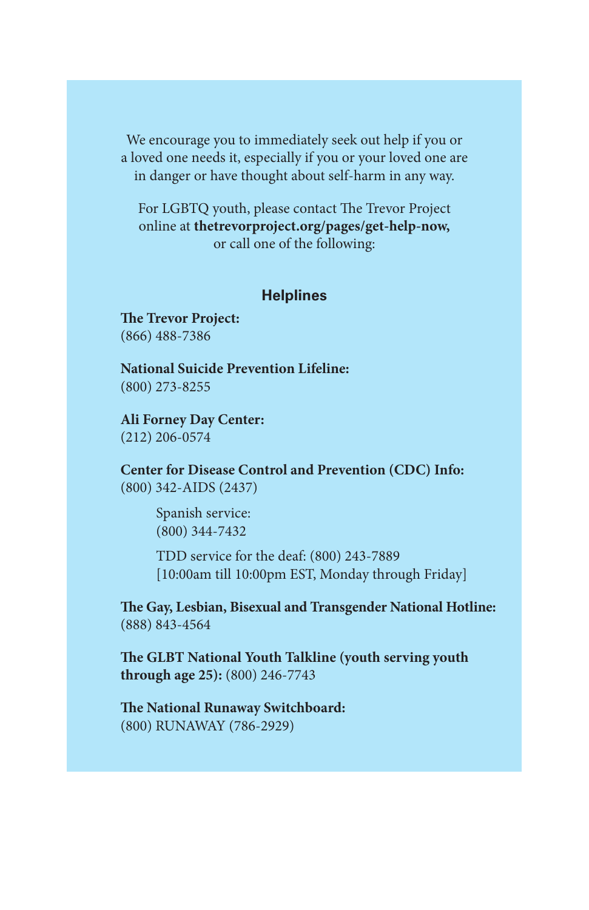We encourage you to immediately seek out help if you or a loved one needs it, especially if you or your loved one are in danger or have thought about self-harm in any way.

For LGBTQ youth, please contact The Trevor Project online at **thetrevorproject.org/pages/get-help-now,** or call one of the following:

## Helplines

**The Trevor Project:**
(866) 488-7386

**National Suicide Prevention Lifeline:**
(800) 273-8255

**Ali Forney Day Center:**
(212) 206-0574

**Center for Disease Control and Prevention (CDC) Info:**
(800) 342-AIDS (2437)

> Spanish service:
> (800) 344-7432
>
> TDD service for the deaf: (800) 243-7889
> [10:00am till 10:00pm EST, Monday through Friday]

**The Gay, Lesbian, Bisexual and Transgender National Hotline:**
(888) 843-4564

**The GLBT National Youth Talkline (youth serving youth through age 25):** (800) 246-7743

**The National Runaway Switchboard:**
(800) RUNAWAY (786-2929)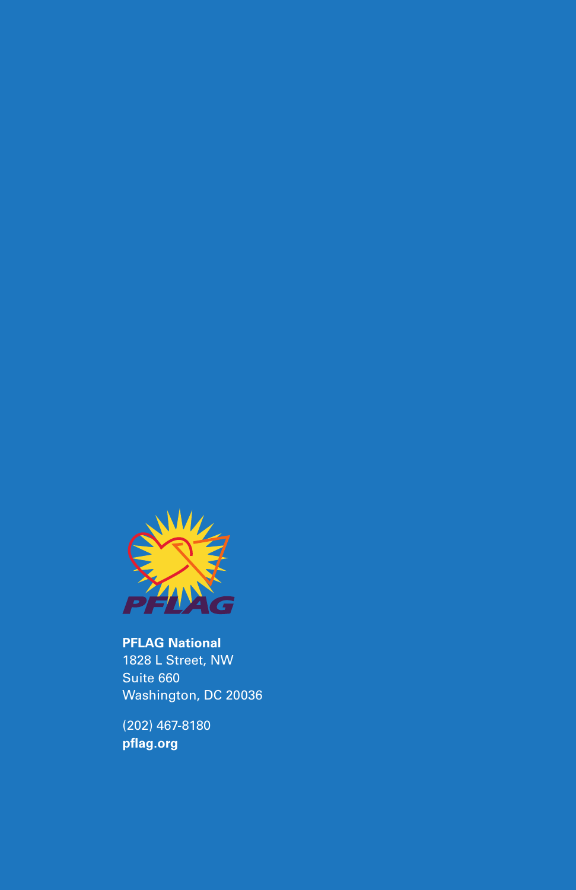PFLAG

**PFLAG National**
1828 L Street, NW
Suite 660
Washington, DC 20036

(202) 467-8180
**pflag.org**